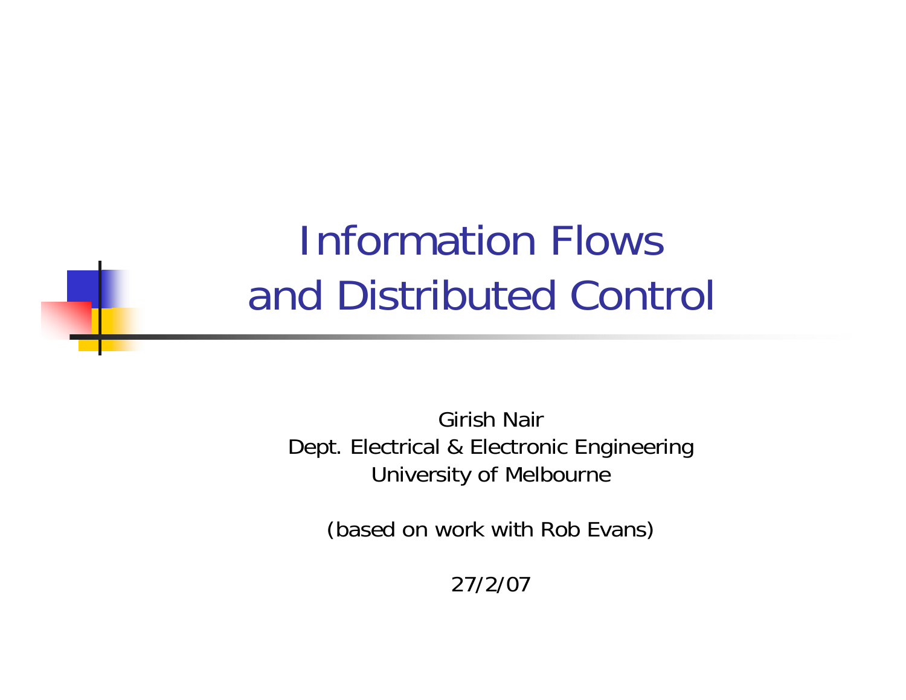# Information Flows and Distributed Control

Girish Nair
Dept. Electrical & Electronic Engineering
University of Melbourne

(based on work with Rob Evans)

27/2/07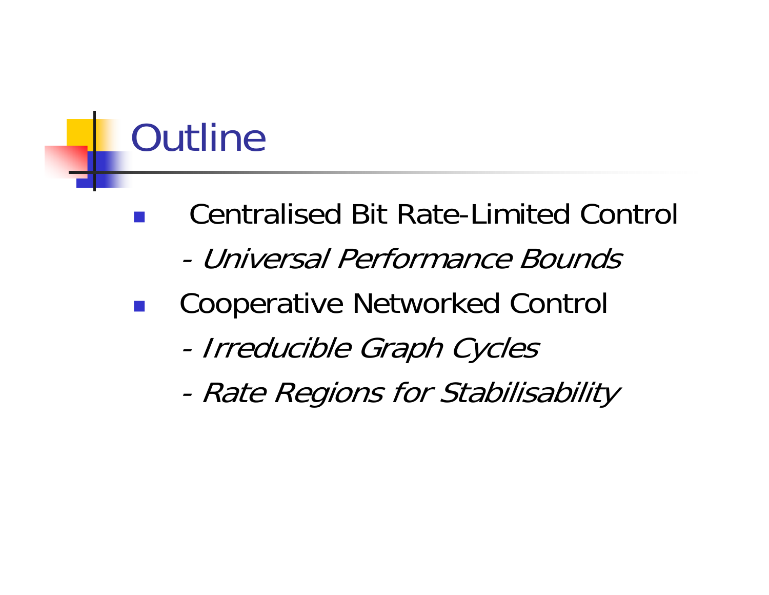# Outline

- Centralised Bit Rate-Limited Control
  - *Universal Performance Bounds*
- Cooperative Networked Control
  - *Irreducible Graph Cycles*
  - *Rate Regions for Stabilisability*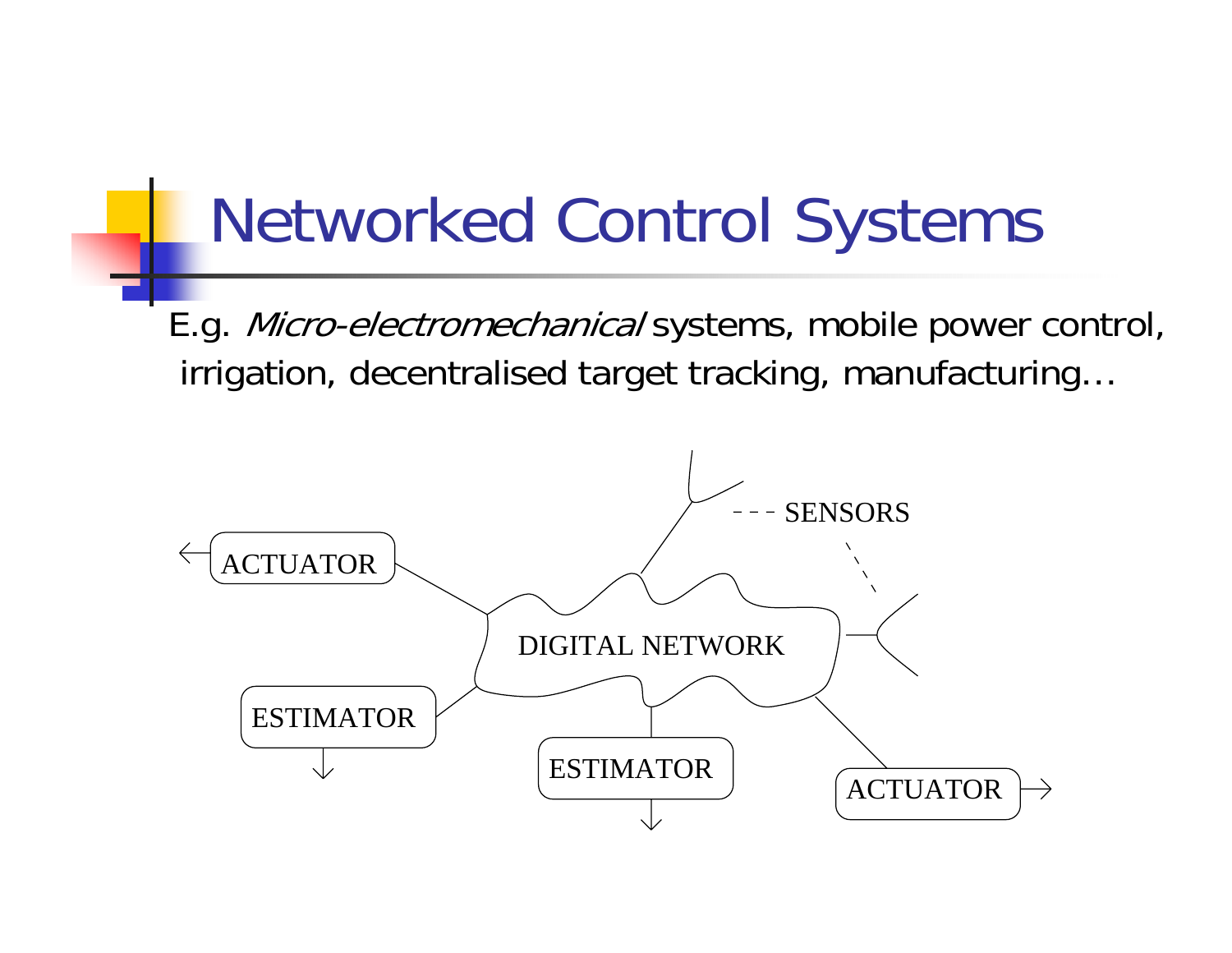# Networked Control Systems

E.g. *Micro-electromechanical* systems, mobile power control, irrigation, decentralised target tracking, manufacturing…

ACTUATOR

ESTIMATOR

DIGITAL NETWORK

SENSORS

ESTIMATOR

ACTUATOR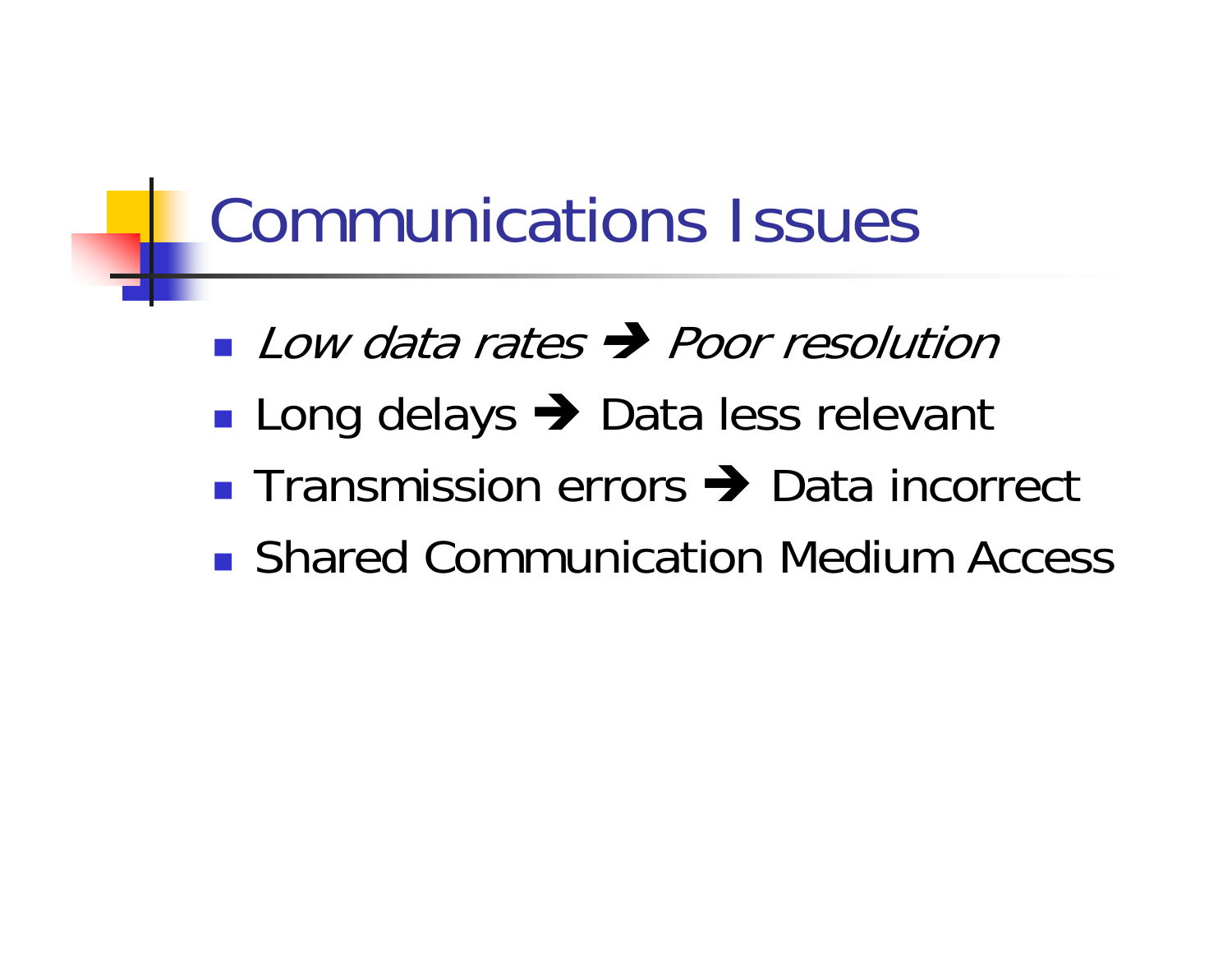# Communications Issues

- *Low data rates → Poor resolution*
- Long delays → Data less relevant
- Transmission errors → Data incorrect
- Shared Communication Medium Access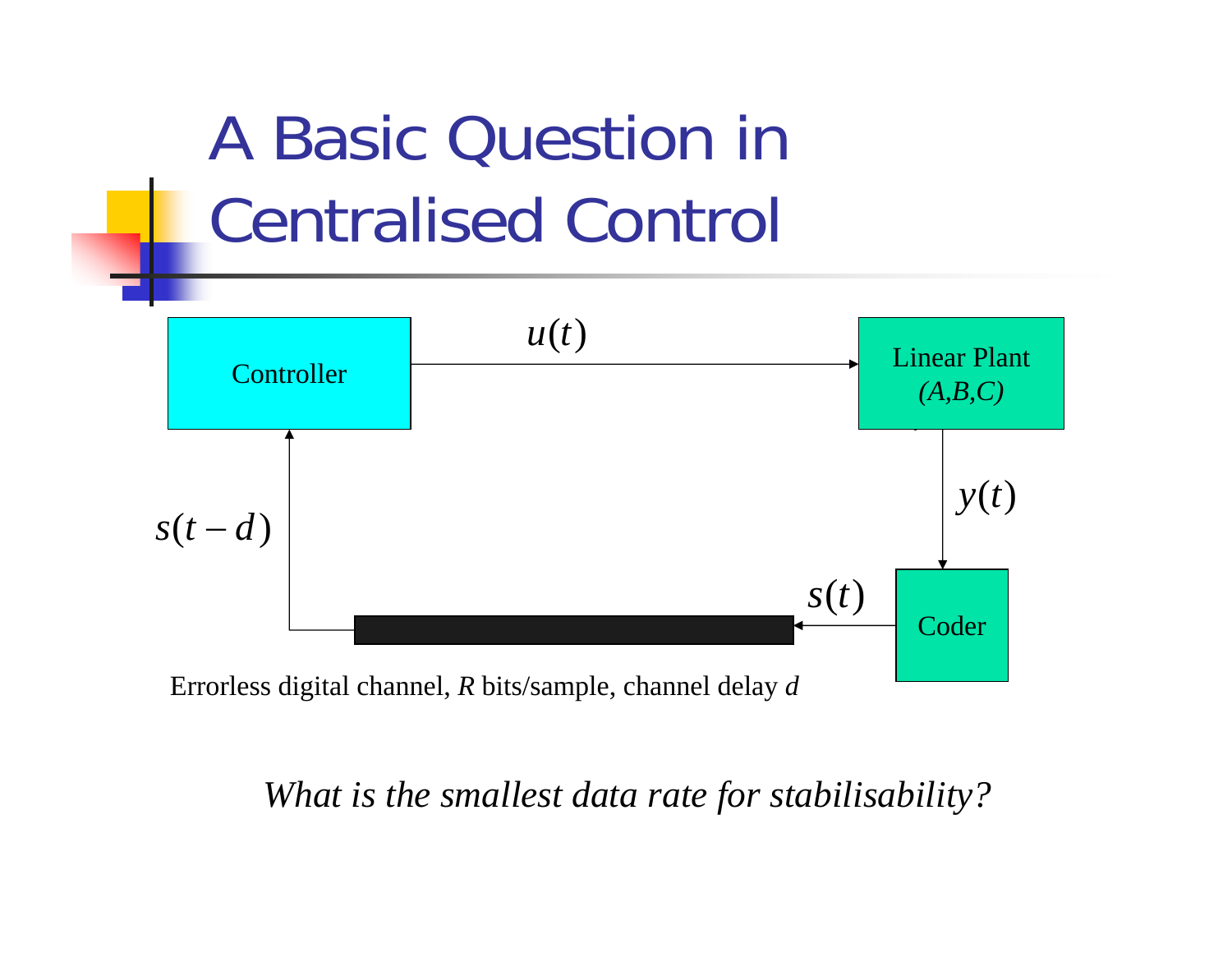# A Basic Question in Centralised Control

Controller

$u(t)$

Linear Plant *(A,B,C)*

$y(t)$

Coder

$s(t)$

$s(t-d)$

Errorless digital channel, *R* bits/sample, channel delay *d*

*What is the smallest data rate for stabilisability?*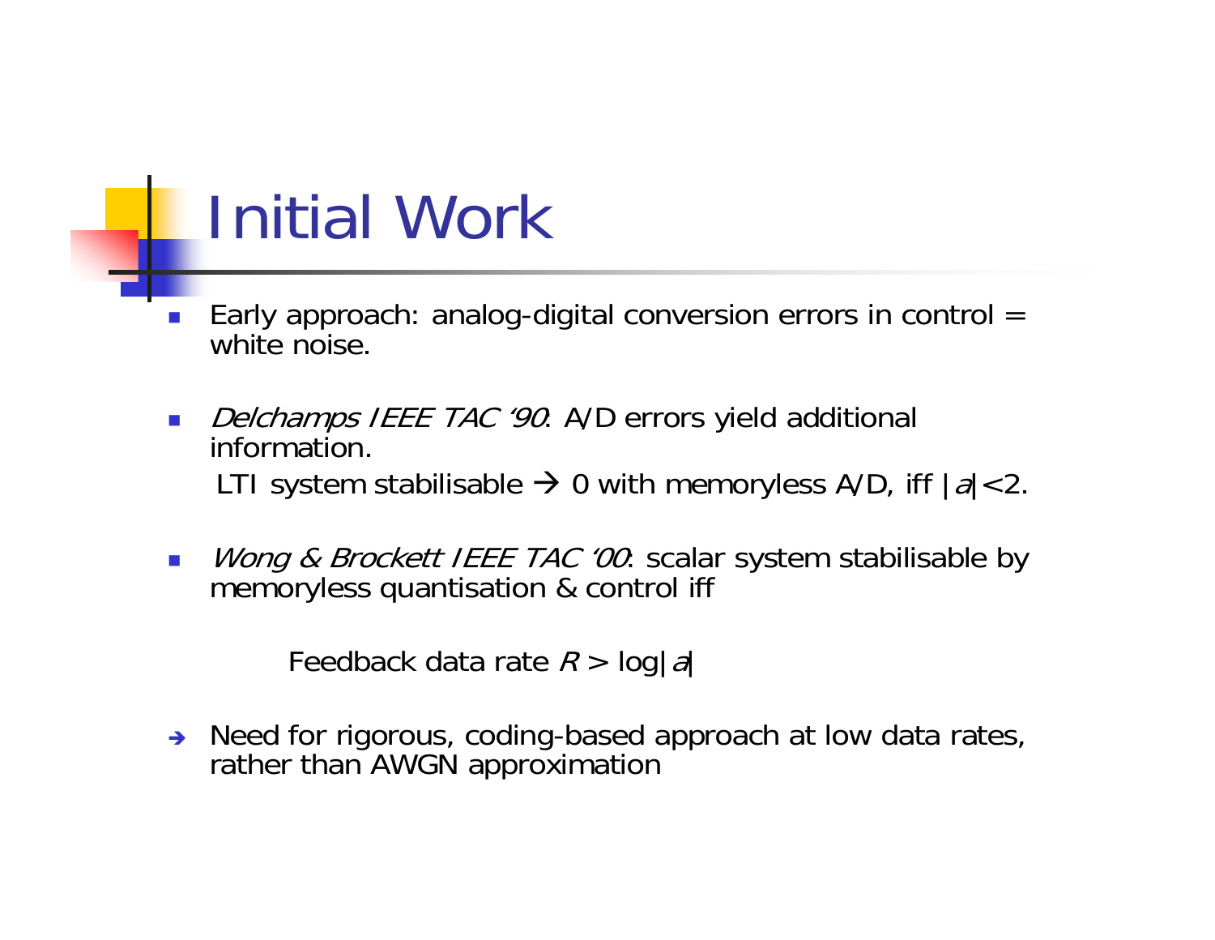# Initial Work

- Early approach: analog-digital conversion errors in control = white noise.

- *Delchamps IEEE TAC '90*: A/D errors yield additional information.

  LTI system stabilisable → 0 with memoryless A/D, iff $|a|<2$.

- *Wong & Brockett IEEE TAC '00*: scalar system stabilisable by memoryless quantisation & control iff

  Feedback data rate $R > \log|a|$

→ Need for rigorous, coding-based approach at low data rates, rather than AWGN approximation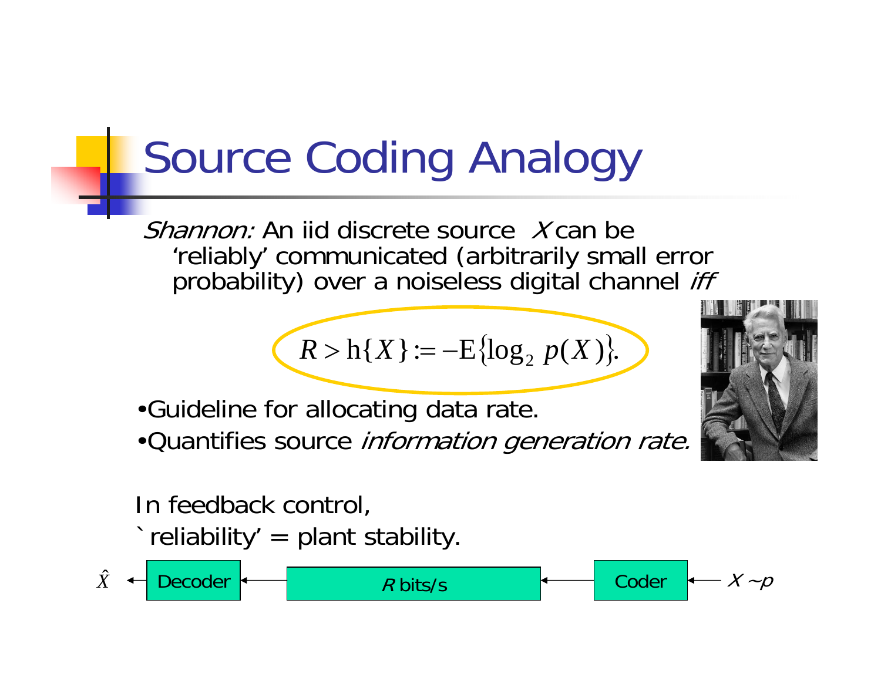# Source Coding Analogy

*Shannon:* An iid discrete source $X$ can be 'reliably' communicated (arbitrarily small error probability) over a noiseless digital channel *iff*

$$R > \mathrm{h}\{X\} := -\mathrm{E}\{\log_2 p(X)\}.$$

- Guideline for allocating data rate.
- Quantifies source *information generation rate.*

In feedback control,
`reliability' = plant stability.

$\hat{X}$ ← Decoder ← $R$ bits/s ← Coder ← $X \sim p$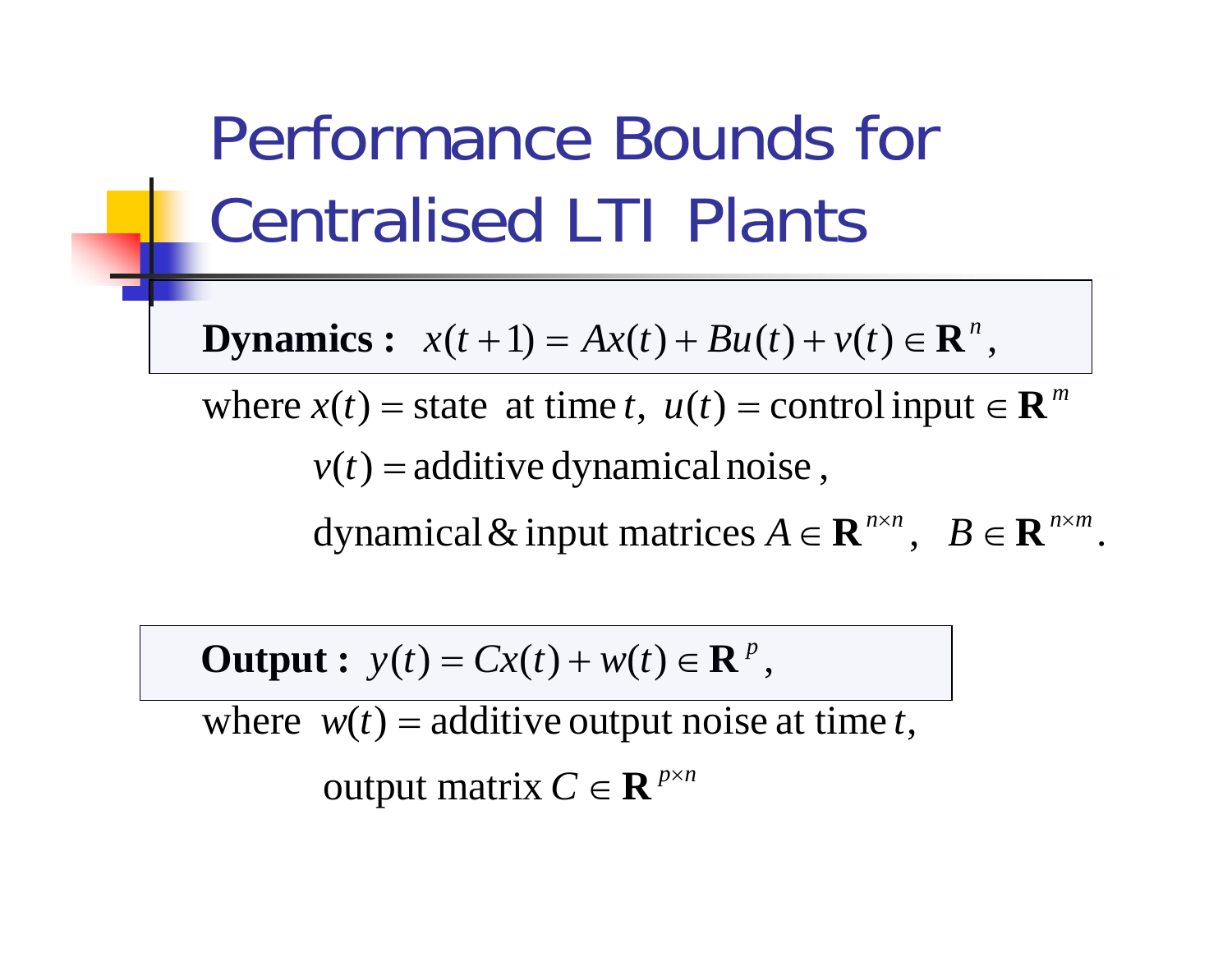# Performance Bounds for Centralised LTI Plants

**Dynamics :** $x(t+1) = Ax(t) + Bu(t) + v(t) \in \mathbf{R}^n$,

where $x(t)$ = state at time $t$, $u(t)$ = control input $\in \mathbf{R}^m$

$v(t)$ = additive dynamical noise ,

dynamical & input matrices $A \in \mathbf{R}^{n\times n}$, $B \in \mathbf{R}^{n\times m}$.

**Output :** $y(t) = Cx(t) + w(t) \in \mathbf{R}^p$,

where $w(t)$ = additive output noise at time $t$,

output matrix $C \in \mathbf{R}^{p\times n}$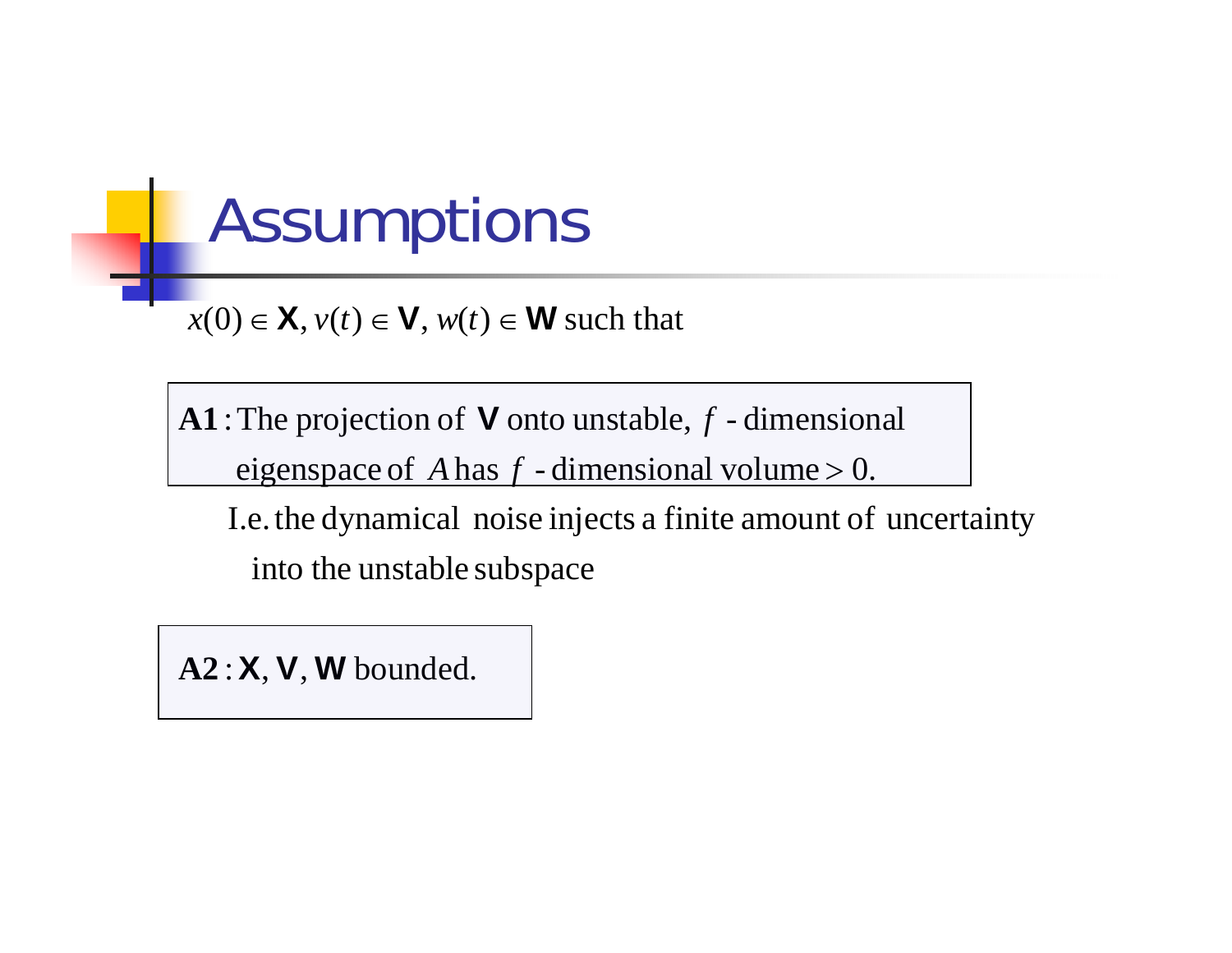# Assumptions

$x(0) \in \mathbf{X}, v(t) \in \mathbf{V}, w(t) \in \mathbf{W}$ such that

**A1** : The projection of $\mathbf{V}$ onto unstable, $f$ - dimensional eigenspace of $A$ has $f$ - dimensional volume $> 0$.

I.e. the dynamical noise injects a finite amount of uncertainty into the unstable subspace

**A2** : $\mathbf{X}, \mathbf{V}, \mathbf{W}$ bounded.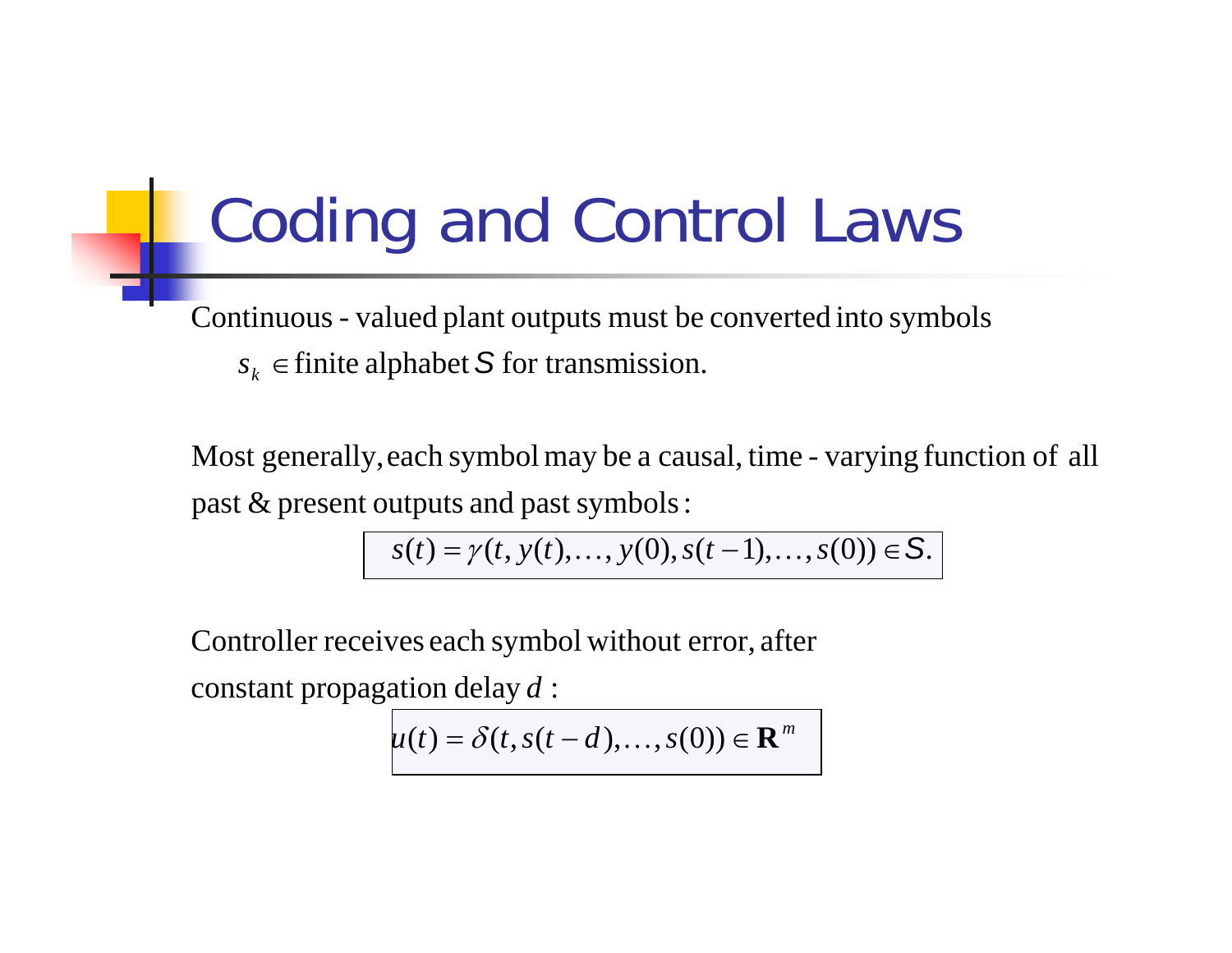# Coding and Control Laws

Continuous - valued plant outputs must be converted into symbols $s_k \in$ finite alphabet $S$ for transmission.

Most generally, each symbol may be a causal, time - varying function of all past & present outputs and past symbols:

$$s(t) = \gamma(t, y(t), \ldots, y(0), s(t-1), \ldots, s(0)) \in S.$$

Controller receives each symbol without error, after constant propagation delay $d$ :

$$u(t) = \delta(t, s(t-d), \ldots, s(0)) \in \mathbf{R}^m$$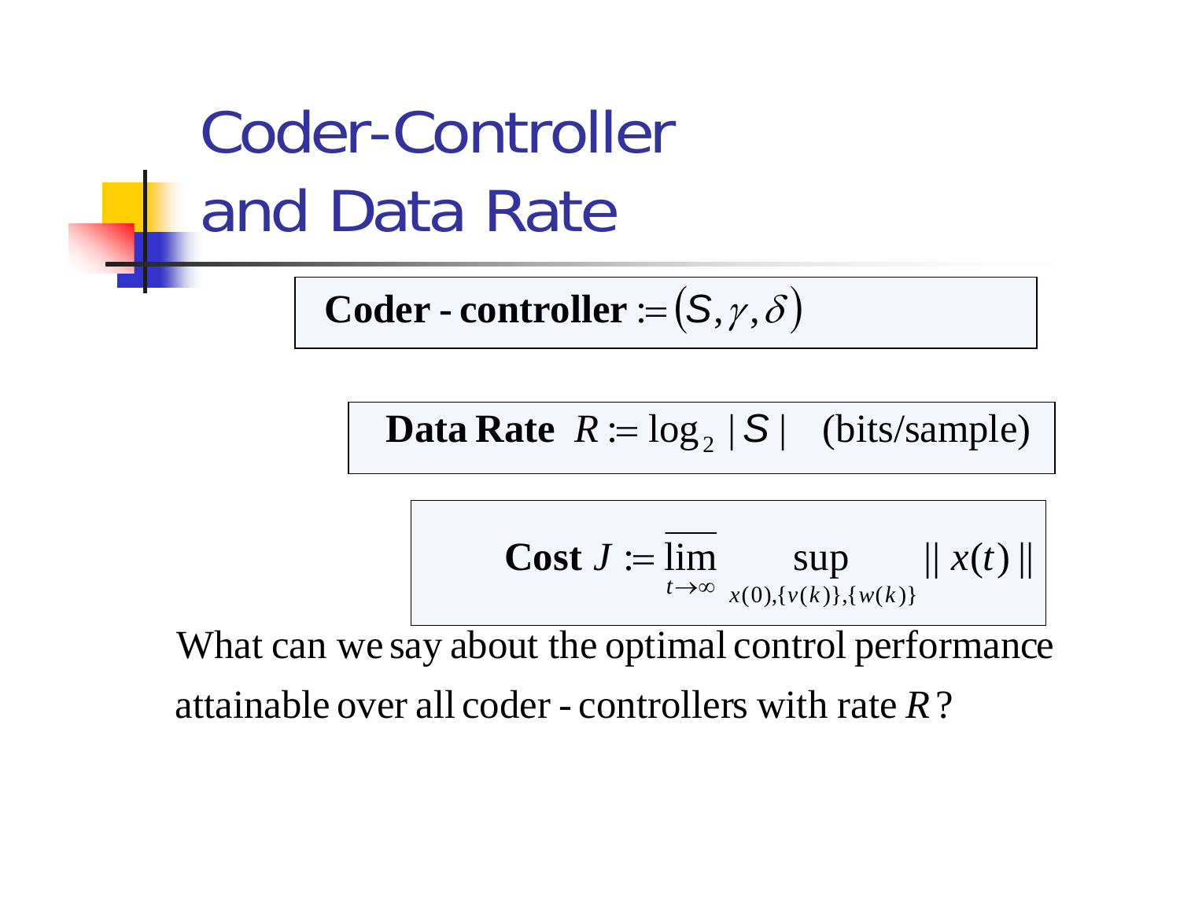# Coder-Controller and Data Rate

**Coder - controller** $:= (S, \gamma, \delta)$

**Data Rate** $R := \log_2 |S|$ (bits/sample)

**Cost** $J := \overline{\lim_{t \to \infty}} \sup_{x(0), \{v(k)\}, \{w(k)\}} \| x(t) \|$

What can we say about the optimal control performance attainable over all coder - controllers with rate $R$?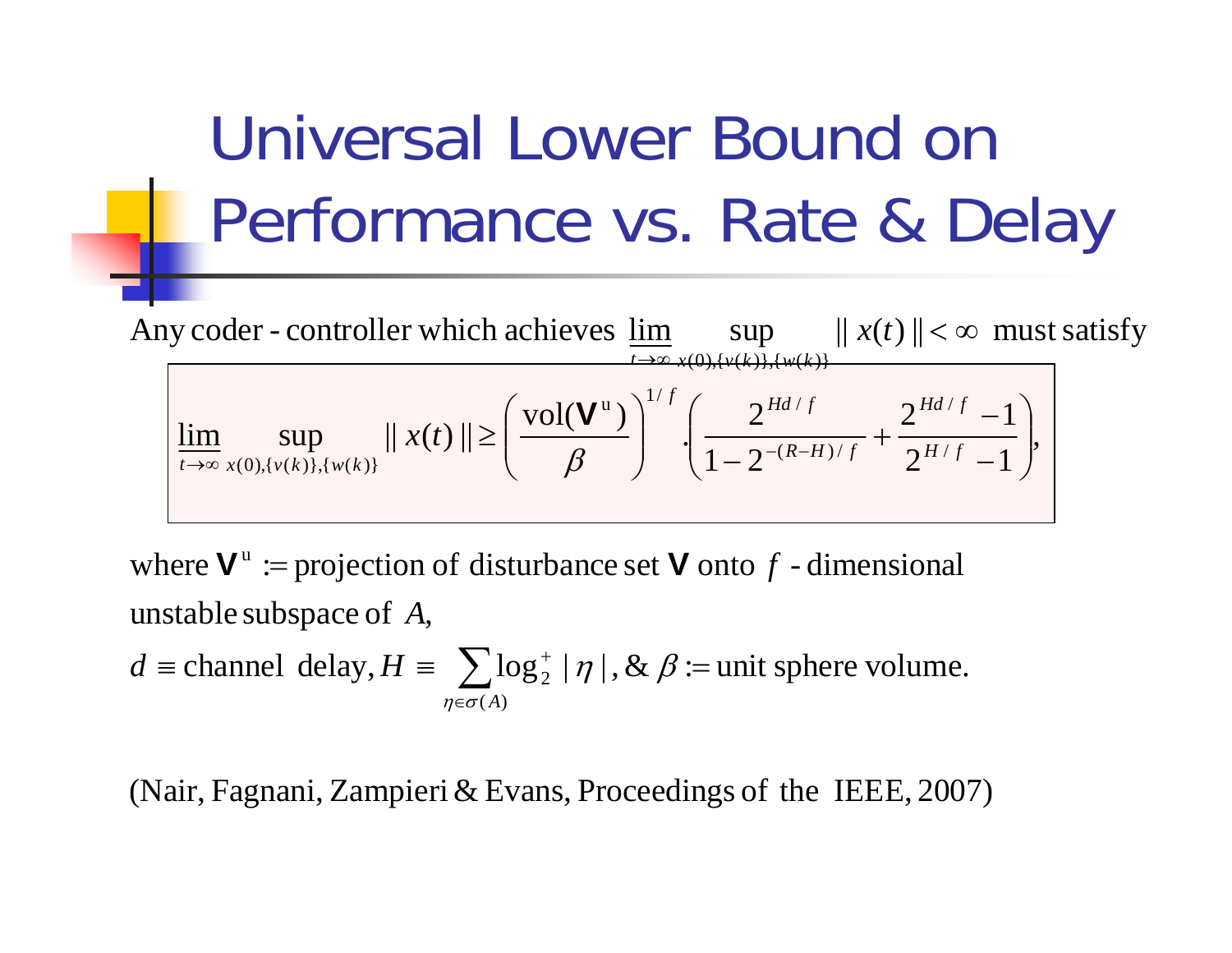# Universal Lower Bound on Performance vs. Rate & Delay

Any coder-controller which achieves $\varliminf_{t\to\infty} \sup_{x(0),\{v(k)\},\{w(k)\}} \| x(t) \| < \infty$ must satisfy

$$\varliminf_{t\to\infty} \sup_{x(0),\{v(k)\},\{w(k)\}} \| x(t) \| \geq \left( \frac{\text{vol}(\mathbf{V}^{\text{u}})}{\beta} \right)^{1/f} \cdot \left( \frac{2^{Hd/f}}{1 - 2^{-(R-H)/f}} + \frac{2^{Hd/f} - 1}{2^{H/f} - 1} \right),$$

where $\mathbf{V}^{\text{u}} :=$ projection of disturbance set $\mathbf{V}$ onto $f$-dimensional unstable subspace of $A$,

$d \equiv$ channel delay, $H \equiv \sum_{\eta \in \sigma(A)} \log_2^+ |\eta|$, & $\beta :=$ unit sphere volume.

(Nair, Fagnani, Zampieri & Evans, Proceedings of the IEEE, 2007)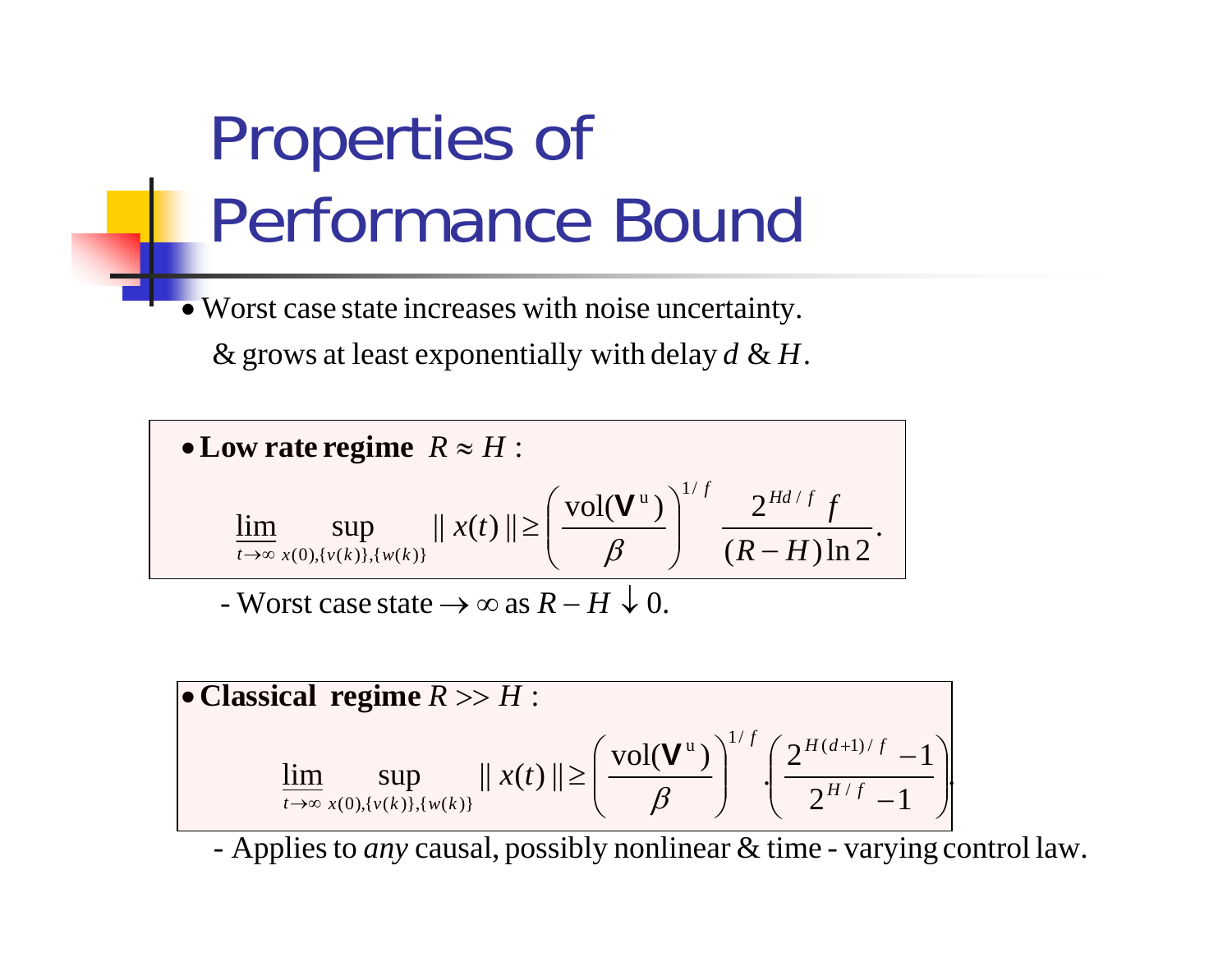# Properties of Performance Bound

- Worst case state increases with noise uncertainty.

  & grows at least exponentially with delay $d$ & $H$.

- **Low rate regime** $R \approx H$ :

$$\varliminf_{t\to\infty} \sup_{x(0),\{v(k)\},\{w(k)\}} \| x(t) \| \geq \left( \frac{\mathrm{vol}(\mathbf{V}^{\mathrm{u}})}{\beta} \right)^{1/f} \frac{2^{Hd/f} f}{(R-H)\ln 2}.$$

  - Worst case state $\to \infty$ as $R - H \downarrow 0$.

- **Classical regime** $R >> H$ :

$$\varliminf_{t\to\infty} \sup_{x(0),\{v(k)\},\{w(k)\}} \| x(t) \| \geq \left( \frac{\mathrm{vol}(\mathbf{V}^{\mathrm{u}})}{\beta} \right)^{1/f} \cdot \left( \frac{2^{H(d+1)/f} - 1}{2^{H/f} - 1} \right).$$

  - Applies to *any* causal, possibly nonlinear & time-varying control law.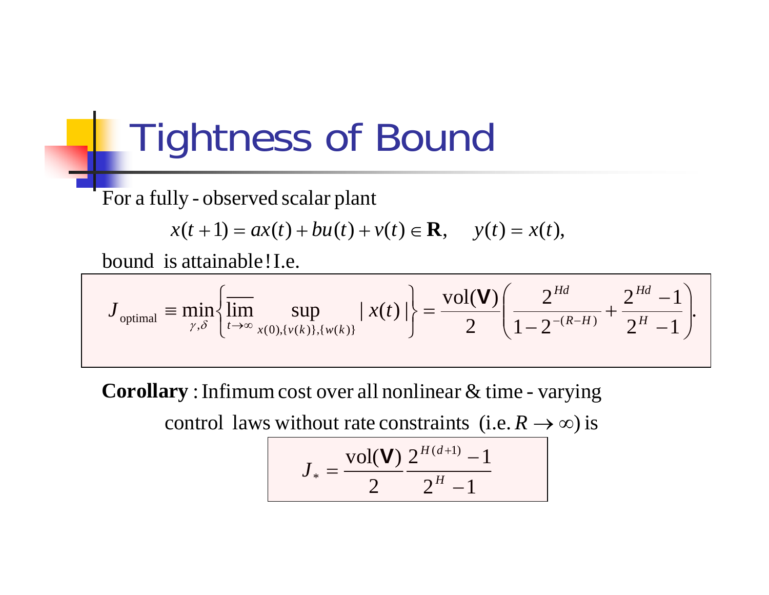# Tightness of Bound

For a fully-observed scalar plant

$$x(t+1) = ax(t) + bu(t) + v(t) \in \mathbf{R}, \qquad y(t) = x(t),$$

bound is attainable! I.e.

$$J_{\text{optimal}} \equiv \min_{\gamma,\delta} \left\{ \overline{\lim_{t\to\infty}} \sup_{x(0),\{v(k)\},\{w(k)\}} |x(t)| \right\} = \frac{\text{vol}(\mathbf{V})}{2} \left( \frac{2^{Hd}}{1 - 2^{-(R-H)}} + \frac{2^{Hd} - 1}{2^H - 1} \right).$$

**Corollary**: Infimum cost over all nonlinear & time-varying control laws without rate constraints (i.e. $R \to \infty$) is

$$J_* = \frac{\text{vol}(\mathbf{V})}{2} \frac{2^{H(d+1)} - 1}{2^H - 1}$$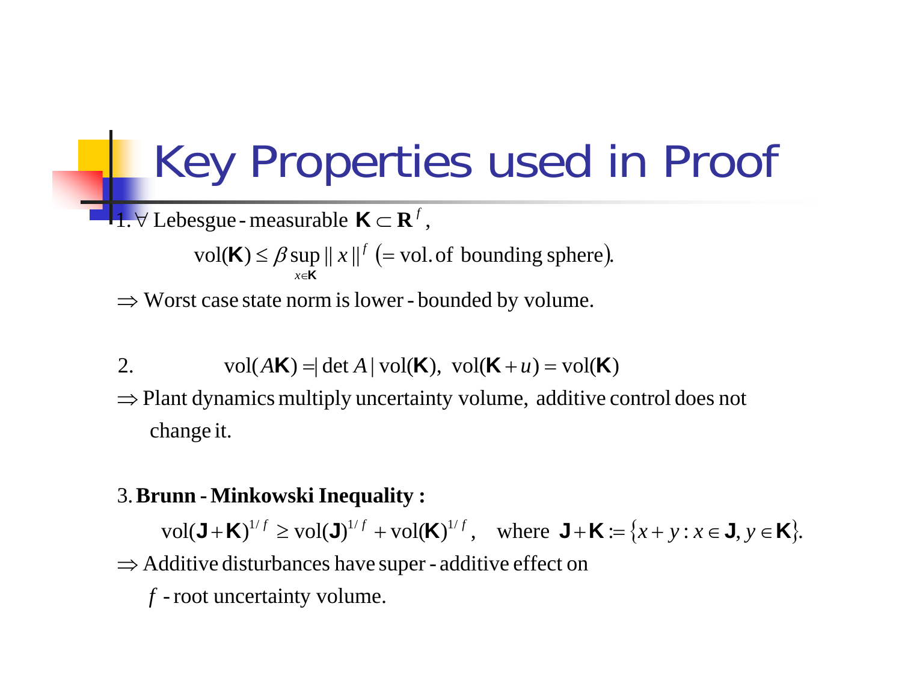# Key Properties used in Proof

1. $\forall$ Lebesgue - measurable $\mathbf{K} \subset \mathbf{R}^f$,

$$\text{vol}(\mathbf{K}) \le \beta \sup_{x \in \mathbf{K}} \| x \|^f \ (= \text{vol. of bounding sphere}).$$

$\Rightarrow$ Worst case state norm is lower - bounded by volume.

2.

$$\text{vol}(A\mathbf{K}) = |\det A| \, \text{vol}(\mathbf{K}), \ \ \text{vol}(\mathbf{K} + u) = \text{vol}(\mathbf{K})$$

$\Rightarrow$ Plant dynamics multiply uncertainty volume, additive control does not change it.

3. **Brunn - Minkowski Inequality :**

$$\text{vol}(\mathbf{J} + \mathbf{K})^{1/f} \ge \text{vol}(\mathbf{J})^{1/f} + \text{vol}(\mathbf{K})^{1/f}, \quad \text{where } \mathbf{J} + \mathbf{K} := \{x + y : x \in \mathbf{J}, y \in \mathbf{K}\}.$$

$\Rightarrow$ Additive disturbances have super - additive effect on $f$ - root uncertainty volume.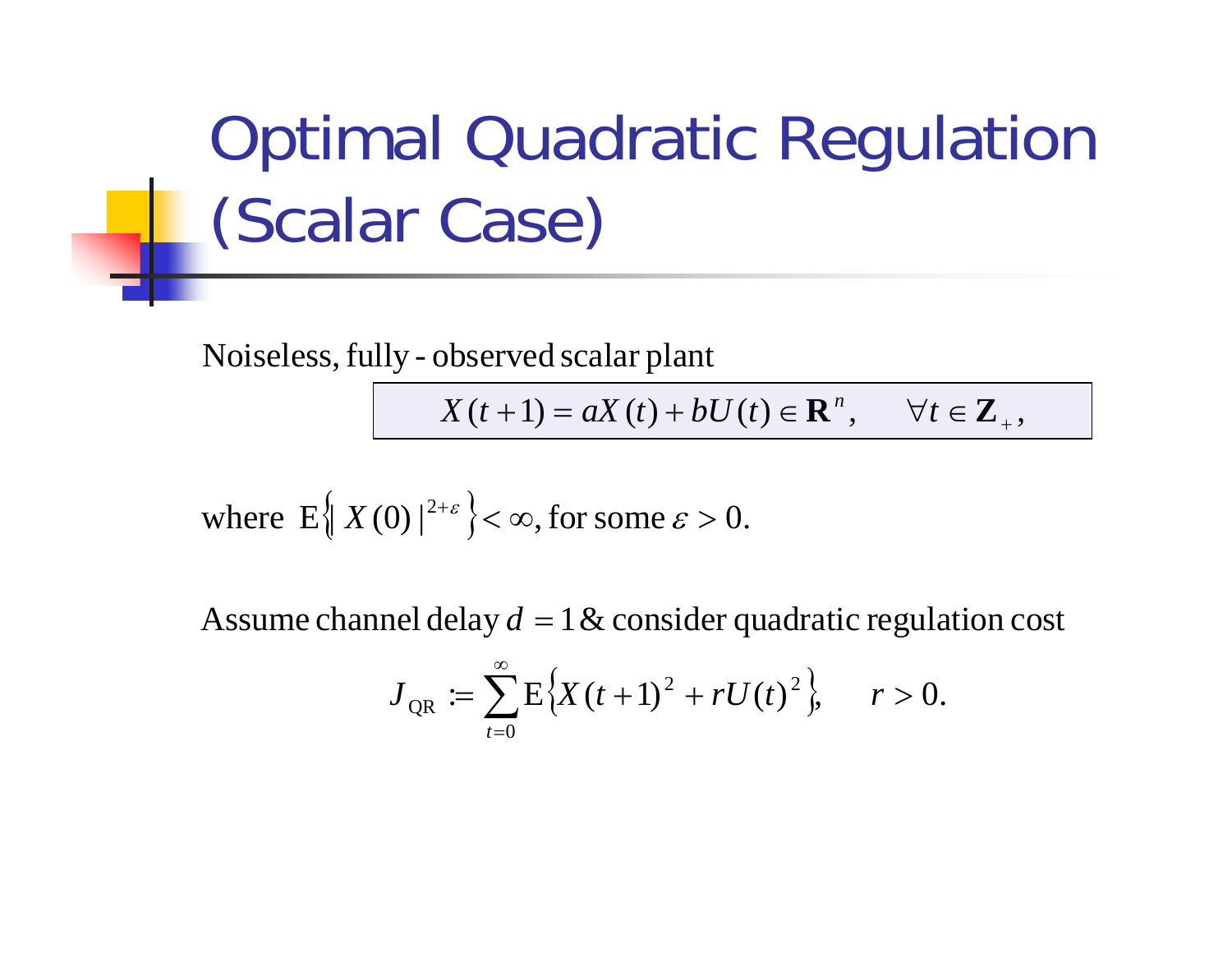# Optimal Quadratic Regulation (Scalar Case)

Noiseless, fully - observed scalar plant

$$X(t+1) = aX(t) + bU(t) \in \mathbf{R}^n, \qquad \forall t \in \mathbf{Z}_+,$$

where $\mathrm{E}\left\{ | X(0) |^{2+\varepsilon} \right\} < \infty$, for some $\varepsilon > 0$.

Assume channel delay $d = 1$ & consider quadratic regulation cost

$$J_{\mathrm{QR}} := \sum_{t=0}^{\infty} \mathrm{E}\left\{ X(t+1)^2 + rU(t)^2 \right\}, \qquad r > 0.$$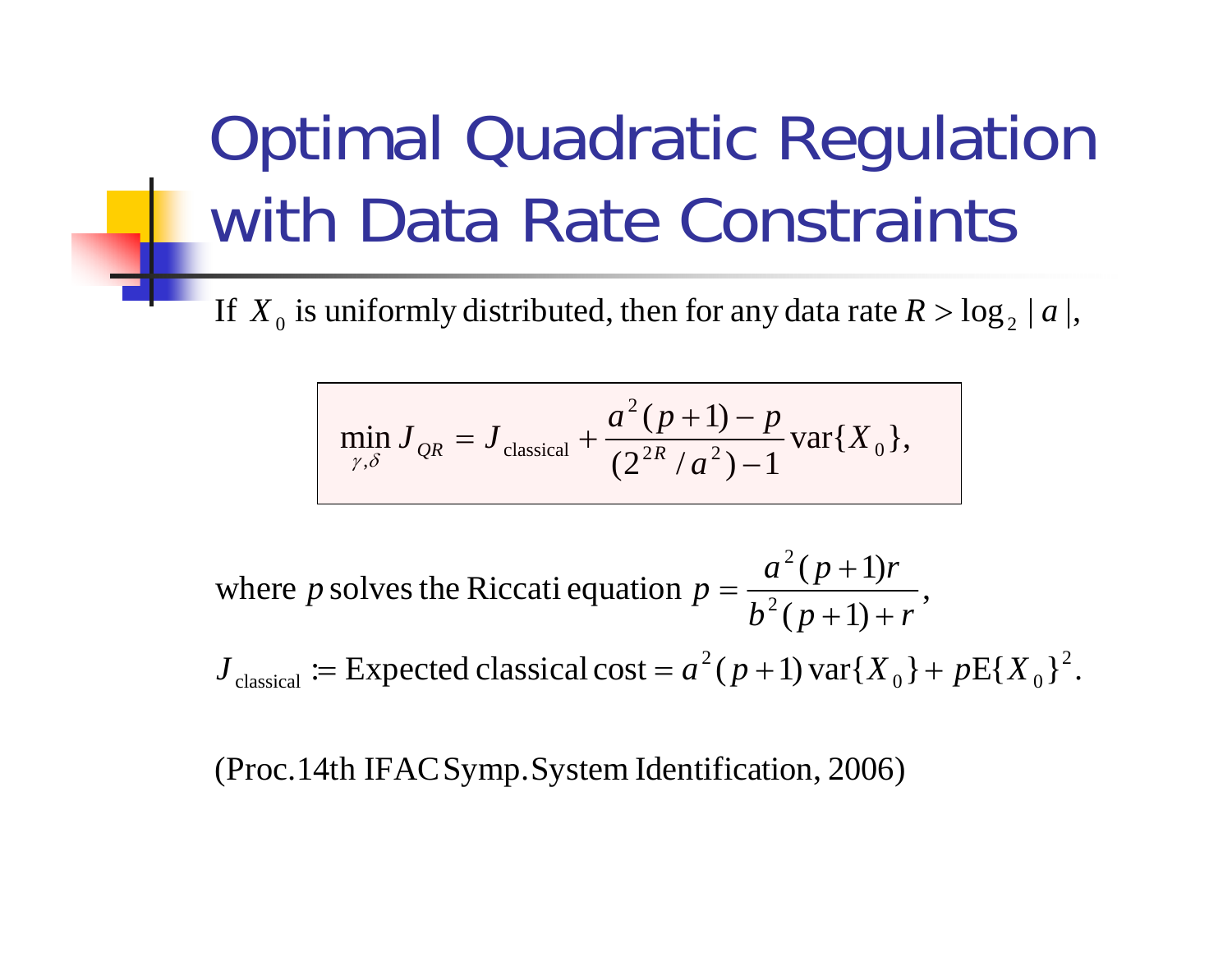# Optimal Quadratic Regulation with Data Rate Constraints

If $X_0$ is uniformly distributed, then for any data rate $R > \log_2 |a|$,

$$\min_{\gamma,\delta} J_{QR} = J_{\text{classical}} + \frac{a^2(p+1) - p}{(2^{2R}/a^2) - 1} \text{var}\{X_0\},$$

where $p$ solves the Riccati equation $p = \dfrac{a^2(p+1)r}{b^2(p+1)+r}$,

$J_{\text{classical}} :=$ Expected classical cost $= a^2(p+1)\,\text{var}\{X_0\} + p\text{E}\{X_0\}^2$.

(Proc.14th IFAC Symp. System Identification, 2006)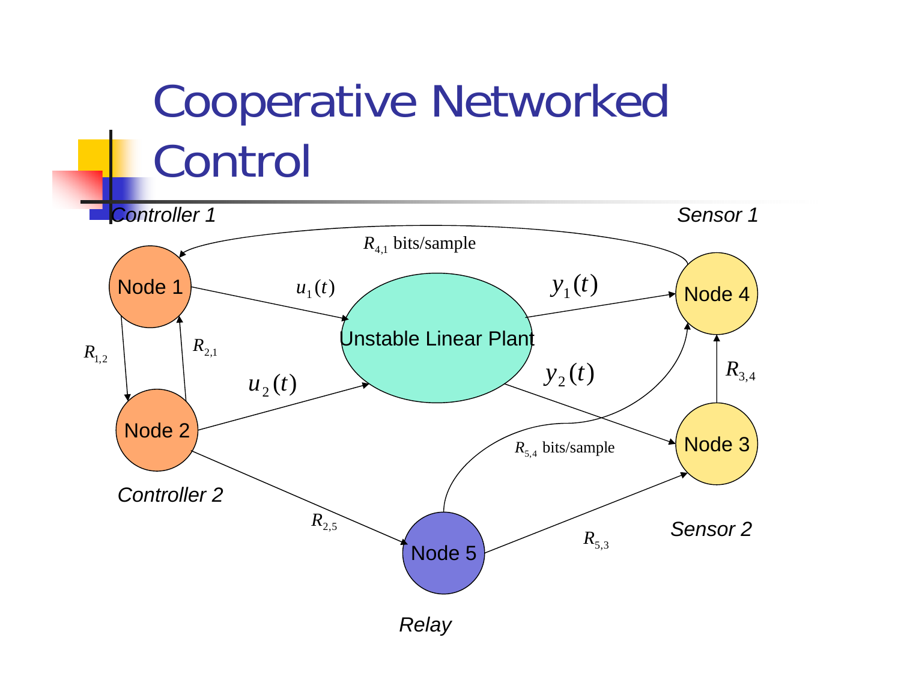# Cooperative Networked Control

*Controller 1* — Node 1

*Controller 2* — Node 2

*Sensor 1* — Node 4

*Sensor 2* — Node 3

*Relay* — Node 5

Unstable Linear Plant

- Node 1 → Unstable Linear Plant: $u_1(t)$
- Node 2 → Unstable Linear Plant: $u_2(t)$
- Unstable Linear Plant → Node 4: $y_1(t)$
- Unstable Linear Plant → Node 3: $y_2(t)$
- Node 4 → Node 1: $R_{4,1}$ bits/sample
- Node 1 → Node 2: $R_{1,2}$
- Node 2 → Node 1: $R_{2,1}$
- Node 3 → Node 4: $R_{3,4}$
- Node 2 → Node 5: $R_{2,5}$
- Node 5 → Node 3: $R_{5,3}$
- Node 5 → Node 4: $R_{5,4}$ bits/sample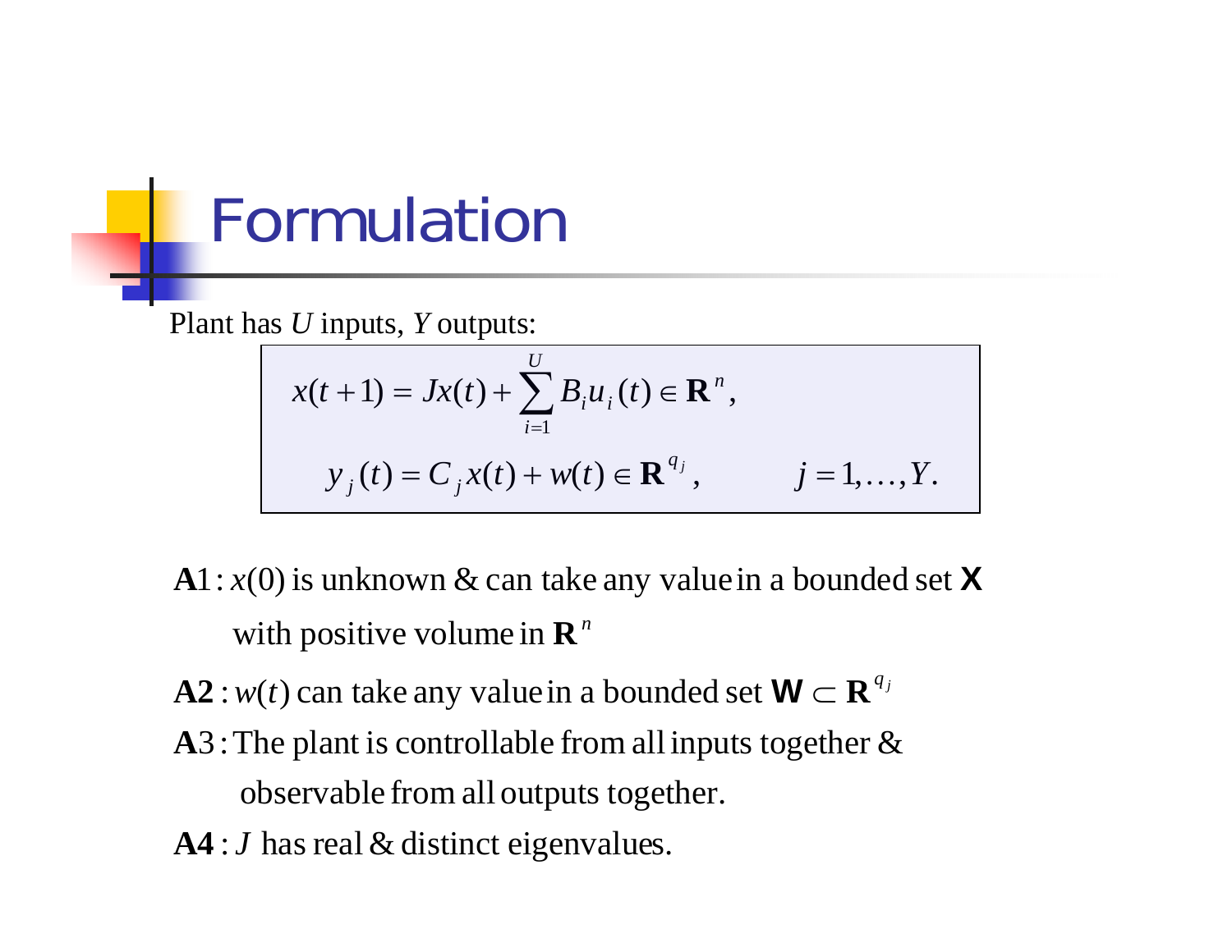# Formulation

Plant has $U$ inputs, $Y$ outputs:

$$x(t+1) = Jx(t) + \sum_{i=1}^{U} B_i u_i(t) \in \mathbf{R}^n,$$

$$y_j(t) = C_j x(t) + w(t) \in \mathbf{R}^{q_j}, \qquad j = 1, \ldots, Y.$$

**A**1 : $x(0)$ is unknown & can take any value in a bounded set $\mathbf{X}$ with positive volume in $\mathbf{R}^n$

**A2** : $w(t)$ can take any value in a bounded set $\mathbf{W} \subset \mathbf{R}^{q_j}$

**A**3 : The plant is controllable from all inputs together & observable from all outputs together.

**A4** : $J$ has real & distinct eigenvalues.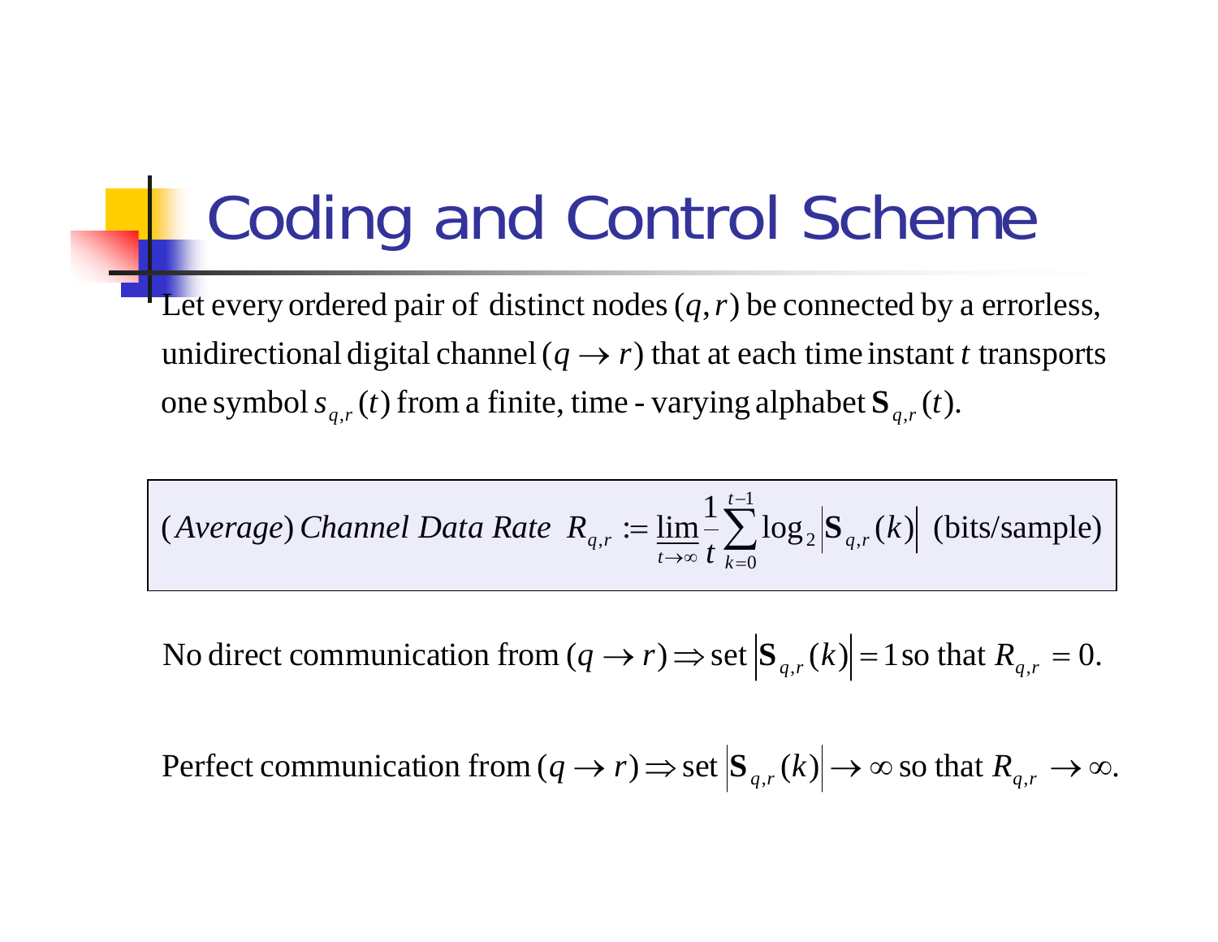# Coding and Control Scheme

Let every ordered pair of distinct nodes $(q, r)$ be connected by a errorless, unidirectional digital channel $(q \rightarrow r)$ that at each time instant $t$ transports one symbol $s_{q,r}(t)$ from a finite, time - varying alphabet $\mathbf{S}_{q,r}(t)$.

$$(\textit{Average})\ \textit{Channel Data Rate}\ \ R_{q,r} := \underline{\lim}_{t\to\infty} \frac{1}{t} \sum_{k=0}^{t-1} \log_2 \left| \mathbf{S}_{q,r}(k) \right| \ \ \text{(bits/sample)}$$

No direct communication from $(q \rightarrow r) \Rightarrow$ set $\left|\mathbf{S}_{q,r}(k)\right| = 1$ so that $R_{q,r} = 0$.

Perfect communication from $(q \rightarrow r) \Rightarrow$ set $\left|\mathbf{S}_{q,r}(k)\right| \rightarrow \infty$ so that $R_{q,r} \rightarrow \infty$.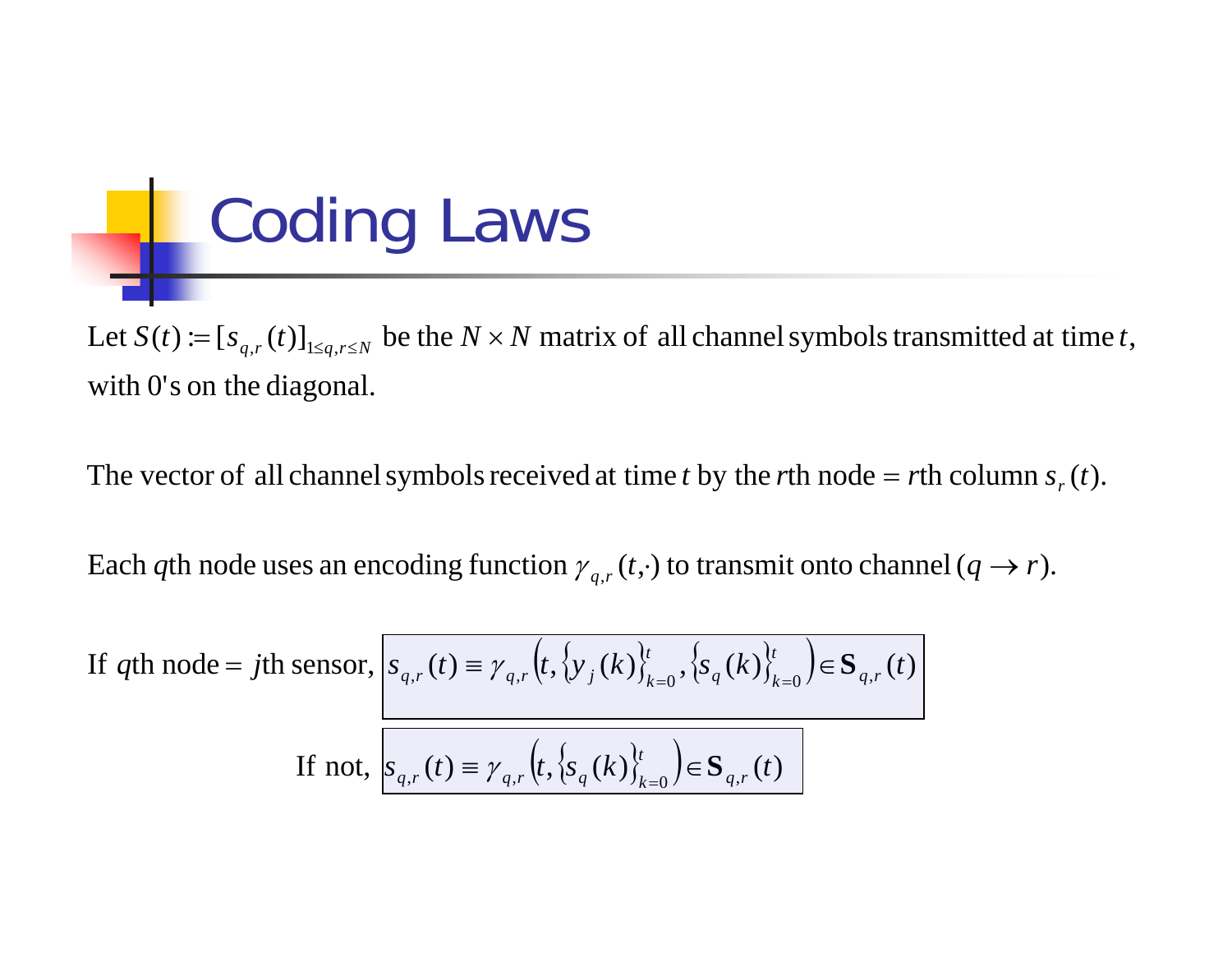# Coding Laws

Let $S(t) := [s_{q,r}(t)]_{1 \le q,r \le N}$ be the $N \times N$ matrix of all channel symbols transmitted at time $t$, with 0's on the diagonal.

The vector of all channel symbols received at time $t$ by the $r$th node = $r$th column $s_r(t)$.

Each $q$th node uses an encoding function $\gamma_{q,r}(t,\cdot)$ to transmit onto channel $(q \to r)$.

If $q$th node = $j$th sensor,

$$s_{q,r}(t) \equiv \gamma_{q,r}\left(t, \{y_j(k)\}_{k=0}^{t}, \{s_q(k)\}_{k=0}^{t}\right) \in \mathbf{S}_{q,r}(t)$$

If not,

$$s_{q,r}(t) \equiv \gamma_{q,r}\left(t, \{s_q(k)\}_{k=0}^{t}\right) \in \mathbf{S}_{q,r}(t)$$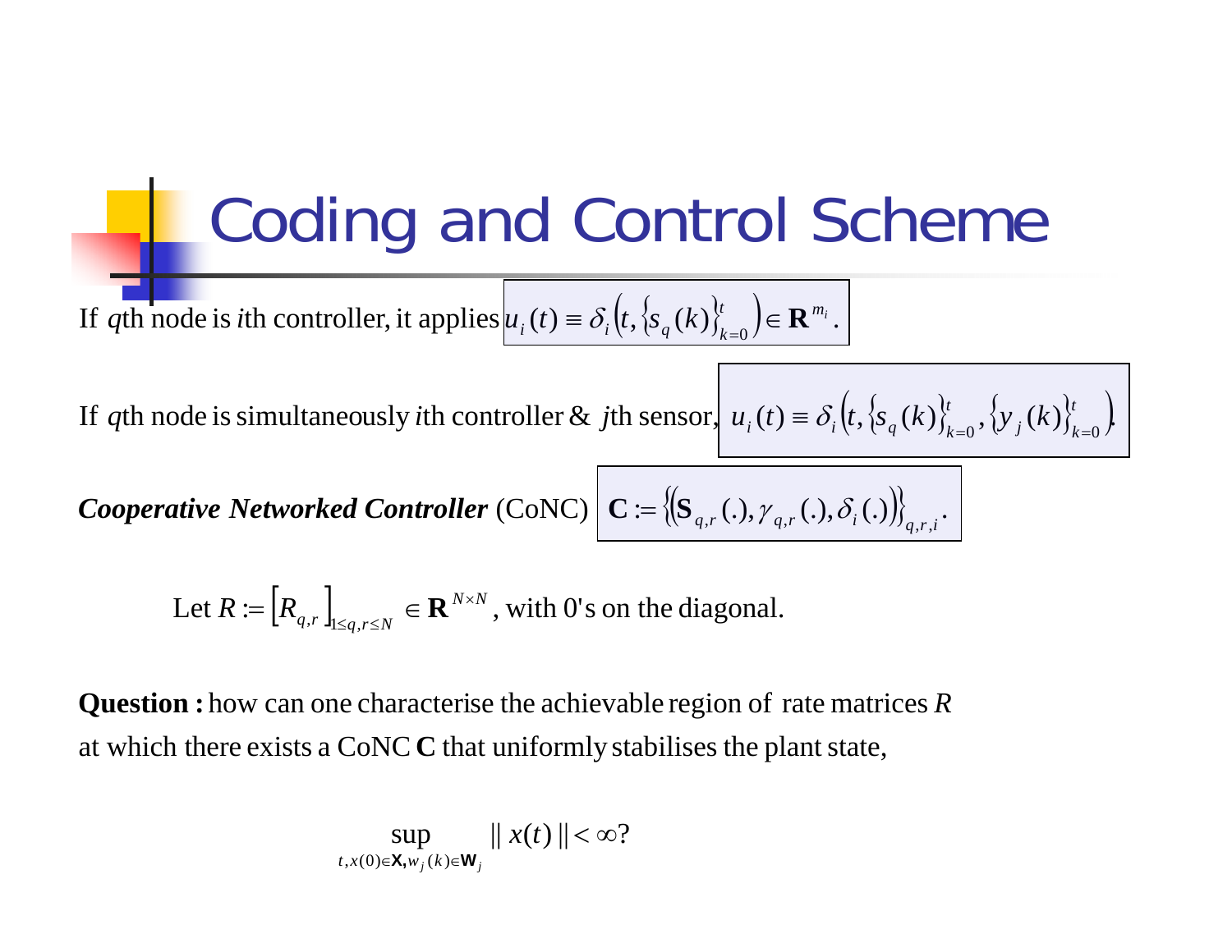# Coding and Control Scheme

If $q$th node is $i$th controller, it applies $u_i(t) \equiv \delta_i\left(t, \{s_q(k)\}_{k=0}^{t}\right) \in \mathbf{R}^{m_i}.$

If $q$th node is simultaneously $i$th controller & $j$th sensor, $u_i(t) \equiv \delta_i\left(t, \{s_q(k)\}_{k=0}^{t}, \{y_j(k)\}_{k=0}^{t}\right).$

***Cooperative Networked Controller*** (CoNC) $\mathbf{C} := \left\{\left(\mathbf{S}_{q,r}(.), \gamma_{q,r}(.), \delta_i(.)\right)\right\}_{q,r,i}.$

$$\text{Let } R := \left[R_{q,r}\right]_{1 \le q,r \le N} \in \mathbf{R}^{N \times N}, \text{ with 0's on the diagonal.}$$

**Question :** how can one characterise the achievable region of rate matrices $R$ at which there exists a CoNC $\mathbf{C}$ that uniformly stabilises the plant state,

$$\sup_{t, x(0) \in \mathsf{X}, w_j(k) \in \mathsf{W}_j} \| x(t) \| < \infty?$$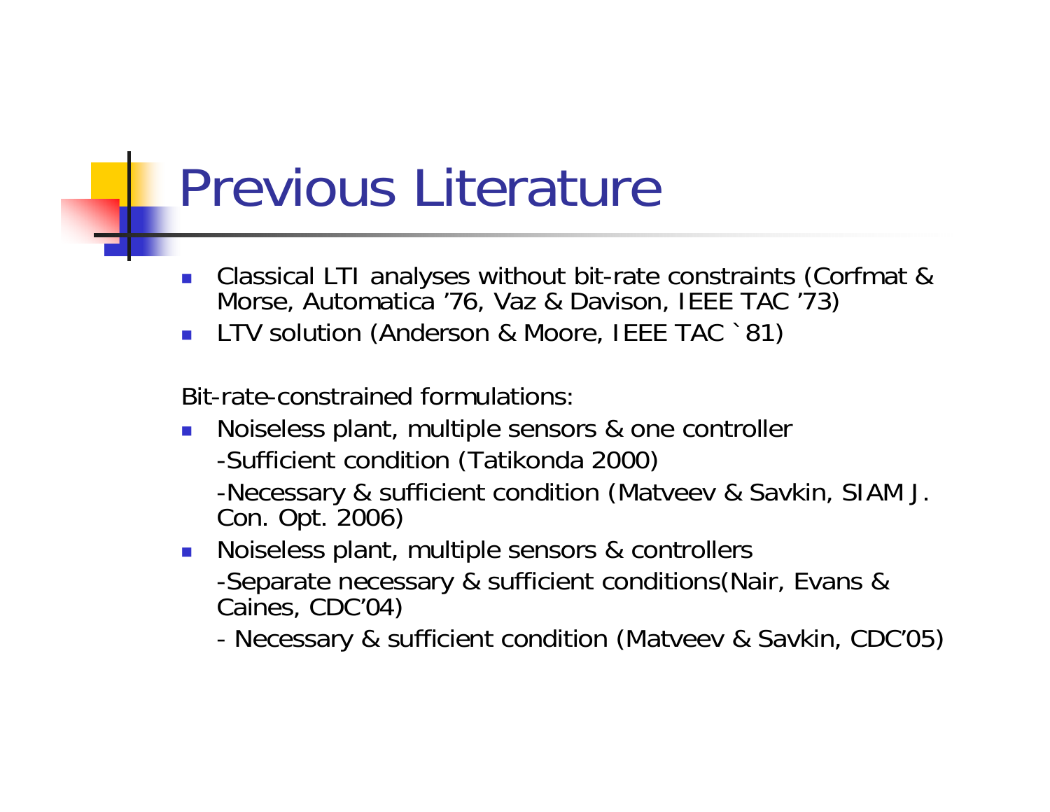# Previous Literature

- Classical LTI analyses without bit-rate constraints (Corfmat & Morse, Automatica '76, Vaz & Davison, IEEE TAC '73)
- LTV solution (Anderson & Moore, IEEE TAC `81)

Bit-rate-constrained formulations:

- Noiseless plant, multiple sensors & one controller
  - -Sufficient condition (Tatikonda 2000)
  - -Necessary & sufficient condition (Matveev & Savkin, SIAM J. Con. Opt. 2006)
- Noiseless plant, multiple sensors & controllers
  - -Separate necessary & sufficient conditions(Nair, Evans & Caines, CDC'04)
  - - Necessary & sufficient condition (Matveev & Savkin, CDC'05)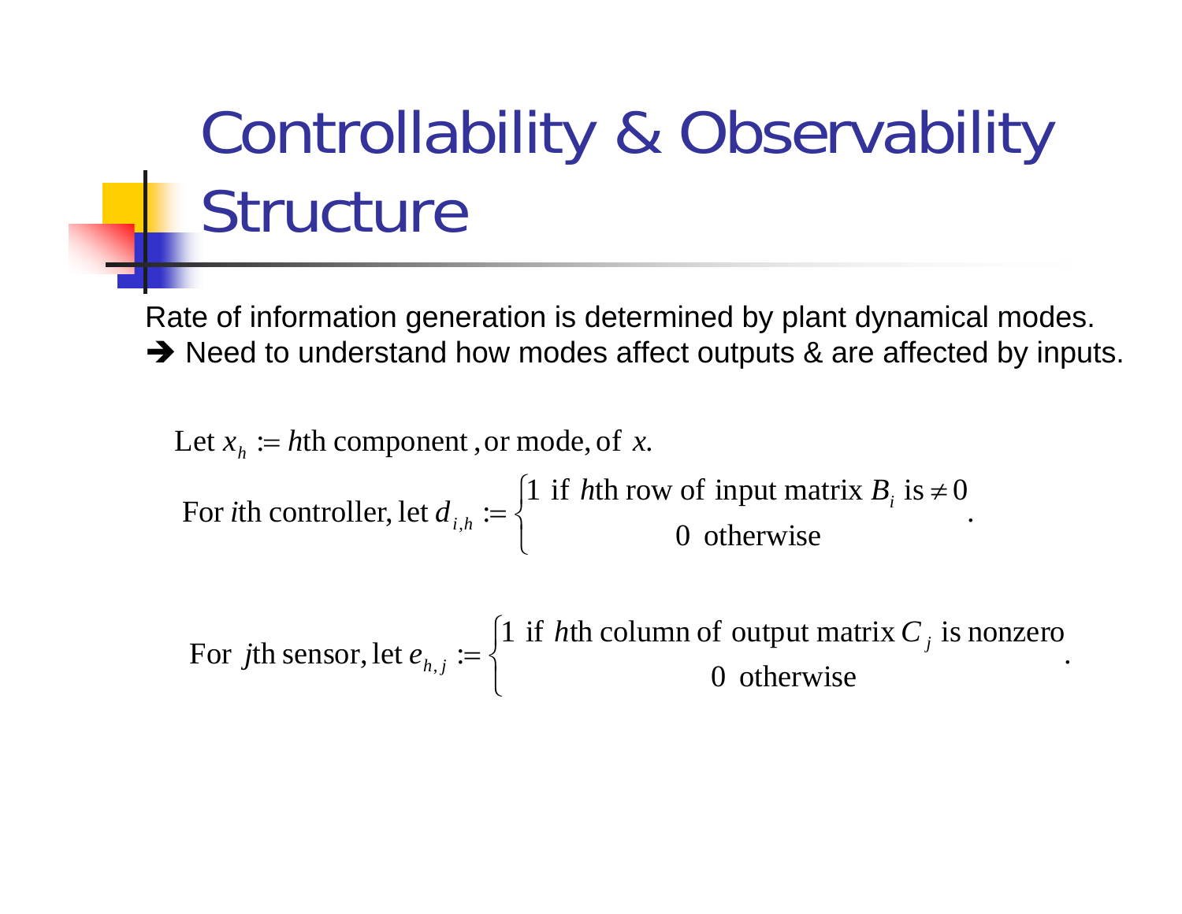# Controllability & Observability Structure

Rate of information generation is determined by plant dynamical modes.
➔ Need to understand how modes affect outputs & are affected by inputs.

Let $x_h :=$ $h$th component, or mode, of $x$.

For $i$th controller, let $d_{i,h} := \begin{cases} 1 \text{ if } h\text{th row of input matrix } B_i \text{ is} \neq 0 \\ 0 \text{ otherwise} \end{cases}$.

For $j$th sensor, let $e_{h,j} := \begin{cases} 1 \text{ if } h\text{th column of output matrix } C_j \text{ is nonzero} \\ 0 \text{ otherwise} \end{cases}$.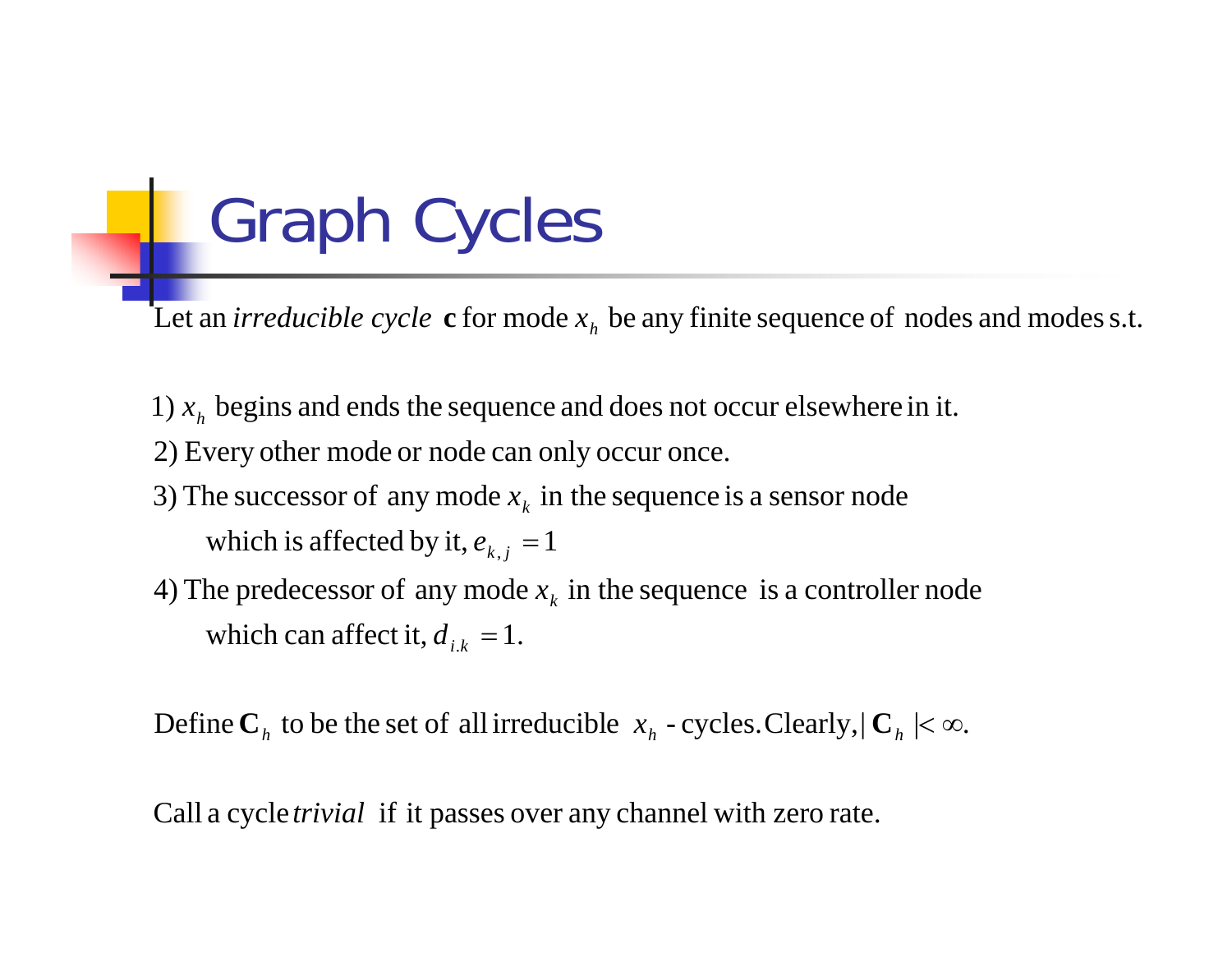# Graph Cycles

Let an *irreducible cycle* $\mathbf{c}$ for mode $x_h$ be any finite sequence of nodes and modes s.t.

1) $x_h$ begins and ends the sequence and does not occur elsewhere in it.
2) Every other mode or node can only occur once.
3) The successor of any mode $x_k$ in the sequence is a sensor node which is affected by it, $e_{k,j} = 1$
4) The predecessor of any mode $x_k$ in the sequence is a controller node which can affect it, $d_{i.k} = 1$.

Define $\mathbf{C}_h$ to be the set of all irreducible $x_h$ - cycles. Clearly, $|\mathbf{C}_h| < \infty$.

Call a cycle *trivial* if it passes over any channel with zero rate.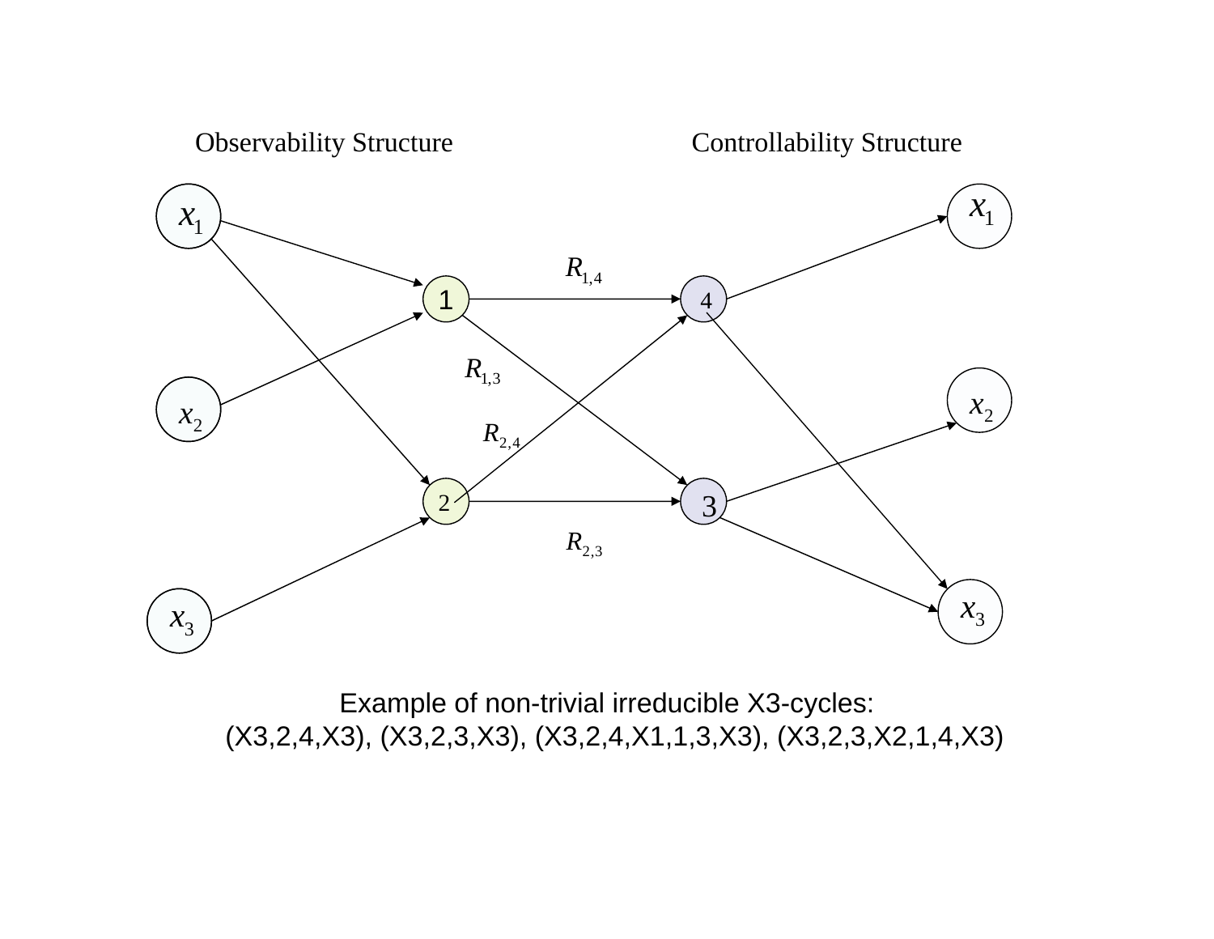Observability Structure

Controllability Structure

Example of non-trivial irreducible X3-cycles:
(X3,2,4,X3), (X3,2,3,X3), (X3,2,4,X1,1,3,X3), (X3,2,3,X2,1,4,X3)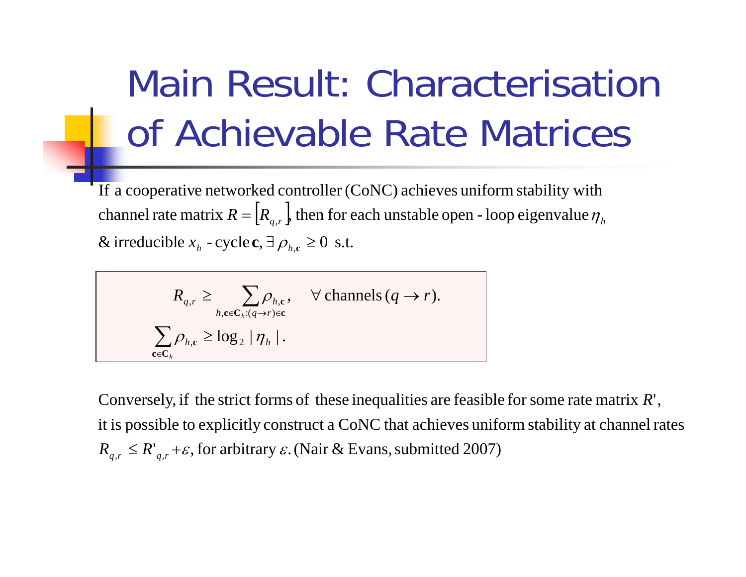# Main Result: Characterisation of Achievable Rate Matrices

If a cooperative networked controller (CoNC) achieves uniform stability with channel rate matrix $R = [R_{q,r}]$, then for each unstable open-loop eigenvalue $\eta_h$ & irreducible $x_h$-cycle $\mathbf{c}$, $\exists\, \rho_{h,\mathbf{c}} \geq 0$ s.t.

$$R_{q,r} \geq \sum_{h,\mathbf{c} \in \mathbf{C}_h : (q \to r) \in \mathbf{c}} \rho_{h,\mathbf{c}}, \quad \forall \text{ channels } (q \to r).$$

$$\sum_{\mathbf{c} \in \mathbf{C}_h} \rho_{h,\mathbf{c}} \geq \log_2 |\eta_h|.$$

Conversely, if the strict forms of these inequalities are feasible for some rate matrix $R'$, it is possible to explicitly construct a CoNC that achieves uniform stability at channel rates $R_{q,r} \leq R'_{q,r} + \varepsilon$, for arbitrary $\varepsilon$. (Nair & Evans, submitted 2007)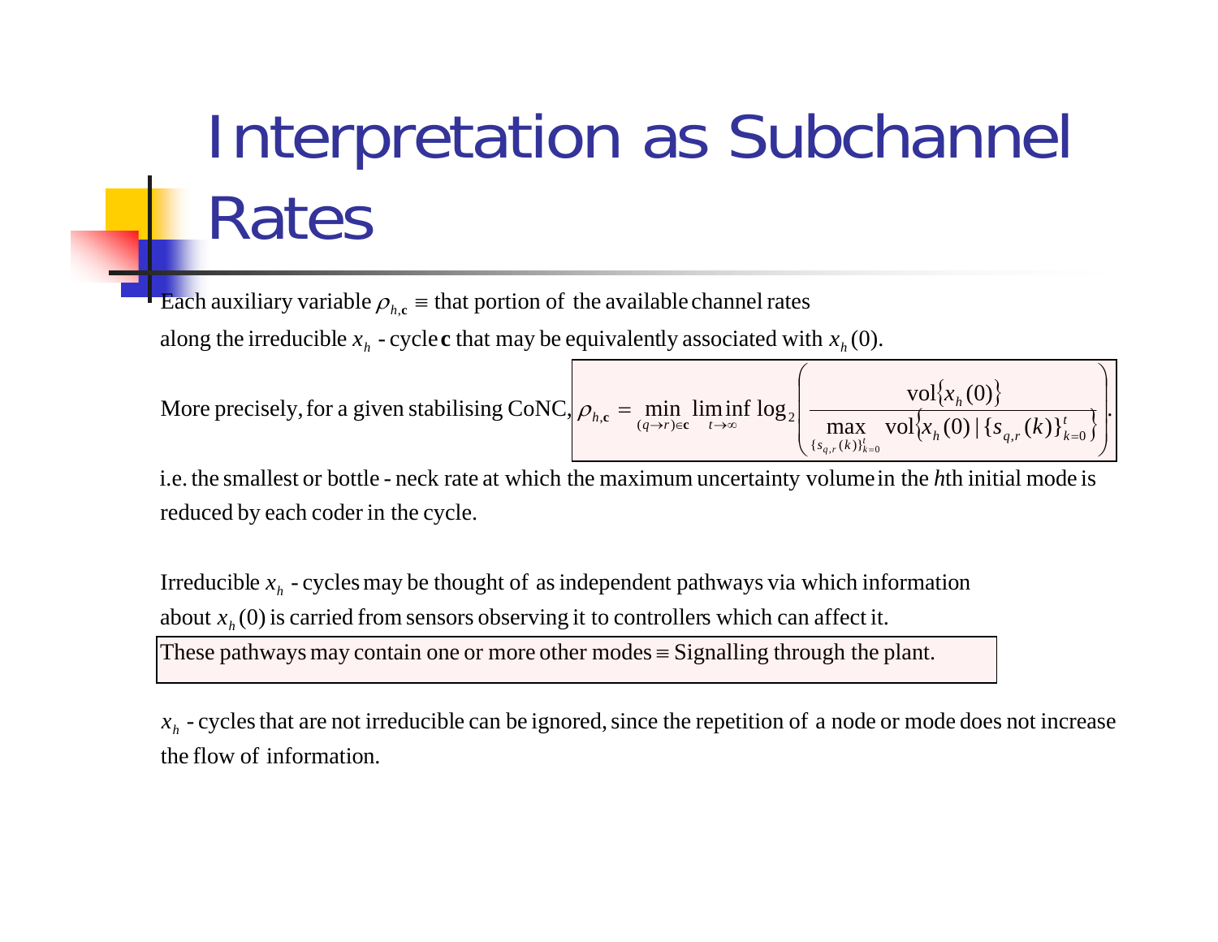# Interpretation as Subchannel Rates

Each auxiliary variable $\rho_{h,\mathbf{c}} \equiv$ that portion of the available channel rates along the irreducible $x_h$ - cycle $\mathbf{c}$ that may be equivalently associated with $x_h(0)$.

More precisely, for a given stabilising CoNC,

$$\rho_{h,\mathbf{c}} = \min_{(q \to r) \in \mathbf{c}} \liminf_{t \to \infty} \log_2 \left( \frac{\mathrm{vol}\{x_h(0)\}}{\max_{\{s_{q,r}(k)\}_{k=0}^{t}} \mathrm{vol}\{x_h(0) \mid \{s_{q,r}(k)\}_{k=0}^{t}\}} \right).$$

i.e. the smallest or bottle-neck rate at which the maximum uncertainty volume in the $h$th initial mode is reduced by each coder in the cycle.

Irreducible $x_h$ - cycles may be thought of as independent pathways via which information about $x_h(0)$ is carried from sensors observing it to controllers which can affect it.

These pathways may contain one or more other modes $\equiv$ Signalling through the plant.

$x_h$ - cycles that are not irreducible can be ignored, since the repetition of a node or mode does not increase the flow of information.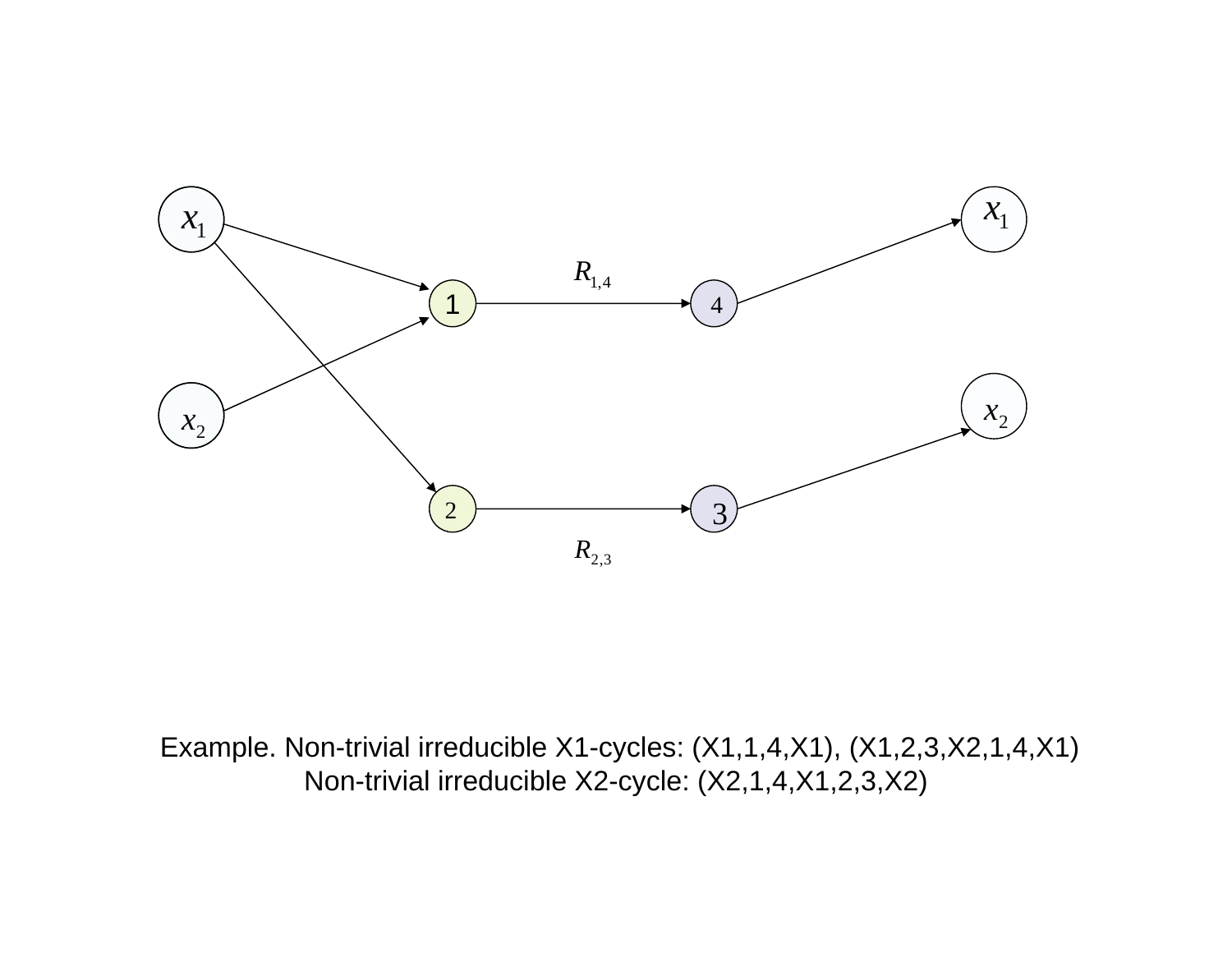Example. Non-trivial irreducible X1-cycles: (X1,1,4,X1), (X1,2,3,X2,1,4,X1)
Non-trivial irreducible X2-cycle: (X2,1,4,X1,2,3,X2)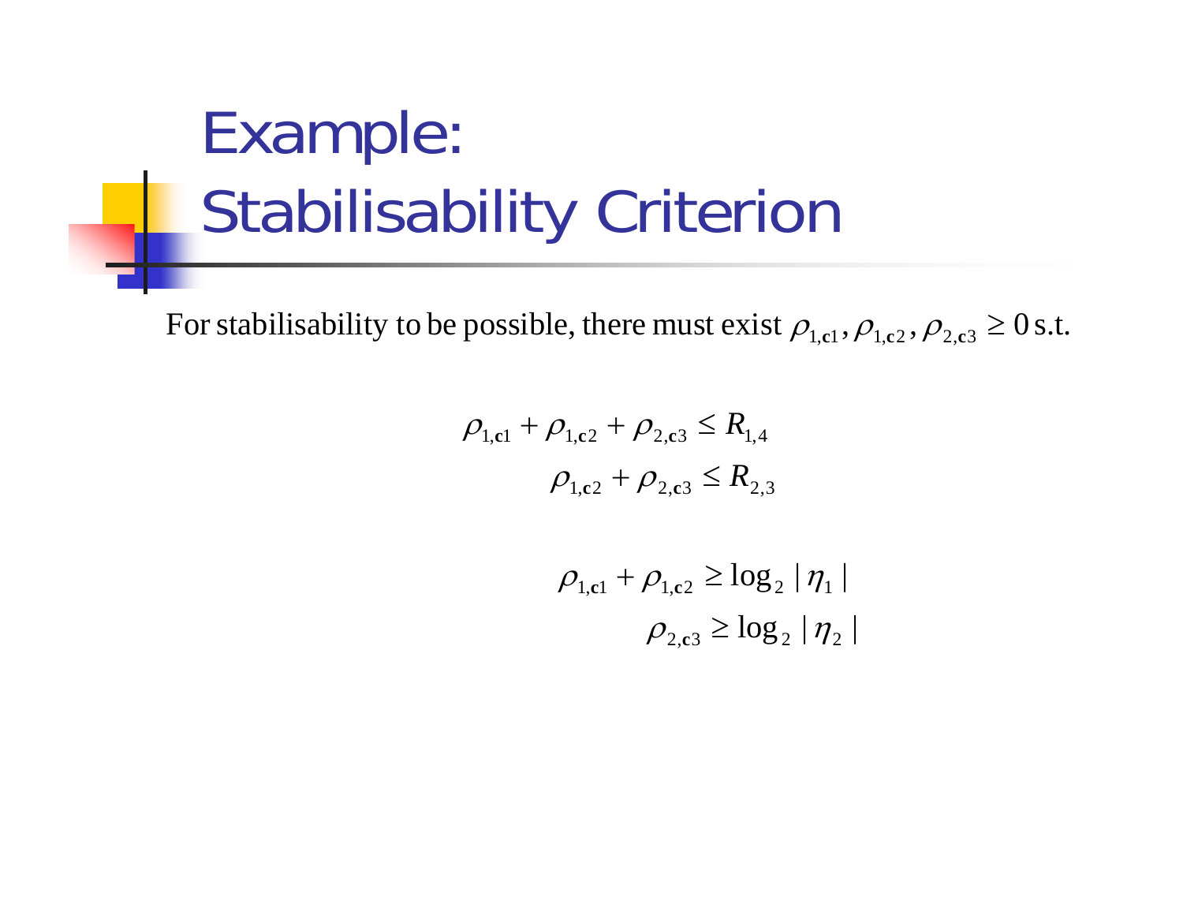# Example: Stabilisability Criterion

For stabilisability to be possible, there must exist $\rho_{1,\mathbf{c}1}, \rho_{1,\mathbf{c}2}, \rho_{2,\mathbf{c}3} \geq 0$ s.t.

$$\rho_{1,\mathbf{c}1} + \rho_{1,\mathbf{c}2} + \rho_{2,\mathbf{c}3} \leq R_{1,4}$$

$$\rho_{1,\mathbf{c}2} + \rho_{2,\mathbf{c}3} \leq R_{2,3}$$

$$\rho_{1,\mathbf{c}1} + \rho_{1,\mathbf{c}2} \geq \log_2 |\eta_1|$$

$$\rho_{2,\mathbf{c}3} \geq \log_2 |\eta_2|$$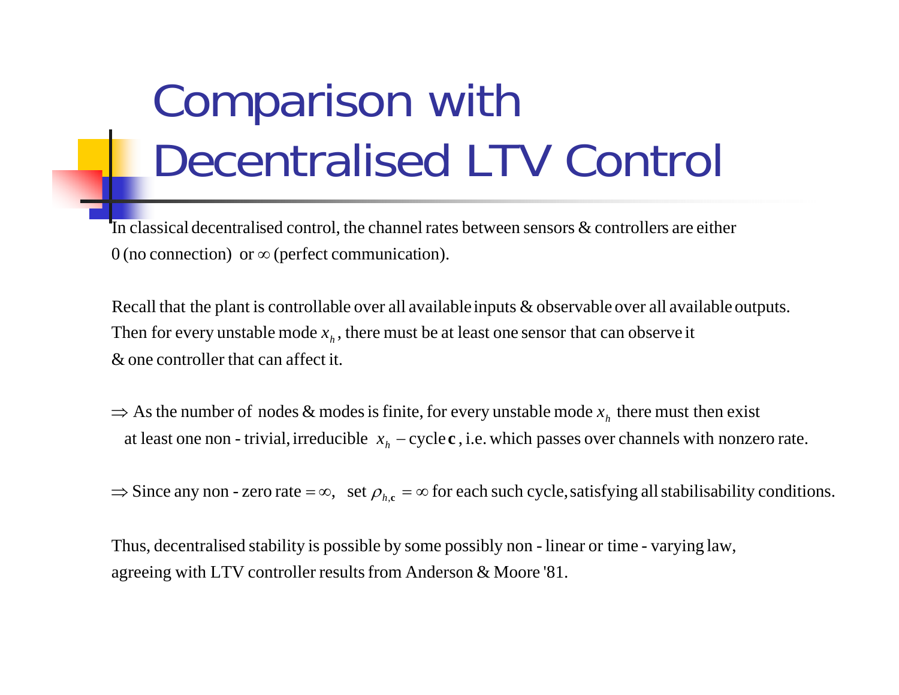# Comparison with Decentralised LTV Control

In classical decentralised control, the channel rates between sensors & controllers are either 0 (no connection) or $\infty$ (perfect communication).

Recall that the plant is controllable over all available inputs & observable over all available outputs. Then for every unstable mode $x_h$, there must be at least one sensor that can observe it & one controller that can affect it.

$\Rightarrow$ As the number of nodes & modes is finite, for every unstable mode $x_h$ there must then exist at least one non-trivial, irreducible $x_h$ – cycle $\mathbf{c}$, i.e. which passes over channels with nonzero rate.

$\Rightarrow$ Since any non-zero rate $= \infty$, set $\rho_{h,\mathbf{c}} = \infty$ for each such cycle, satisfying all stabilisability conditions.

Thus, decentralised stability is possible by some possibly non-linear or time-varying law, agreeing with LTV controller results from Anderson & Moore '81.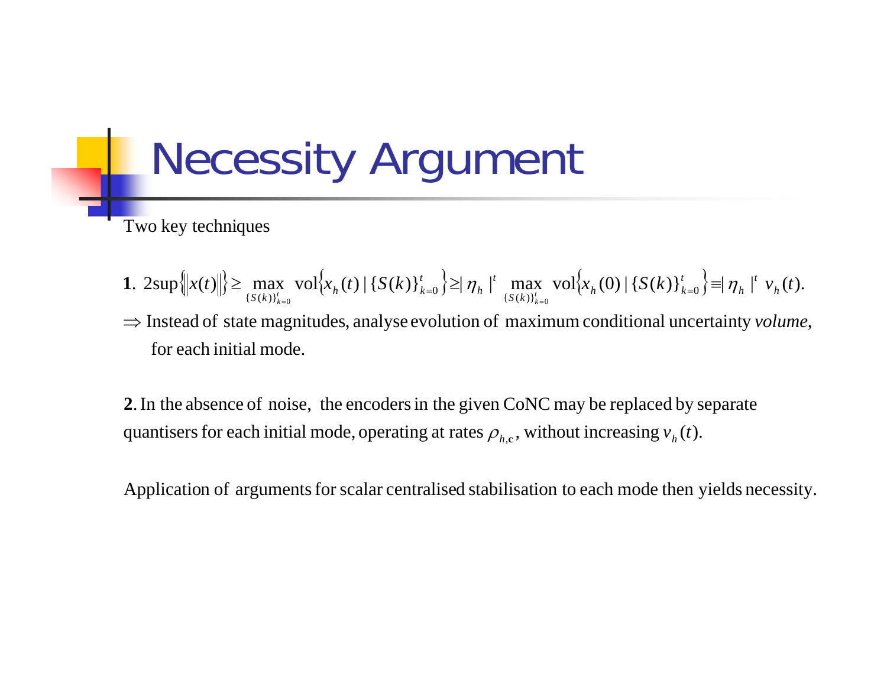# Necessity Argument

Two key techniques

**1**. $2\sup\{\|x(t)\|\} \geq \max_{\{S(k)\}_{k=0}^{t}} \text{vol}\{x_h(t) \mid \{S(k)\}_{k=0}^{t}\} \geq |\eta_h|^t \max_{\{S(k)\}_{k=0}^{t}} \text{vol}\{x_h(0) \mid \{S(k)\}_{k=0}^{t}\} \equiv |\eta_h|^t \; v_h(t).$

$\Rightarrow$ Instead of state magnitudes, analyse evolution of maximum conditional uncertainty *volume*, for each initial mode.

**2**. In the absence of noise, the encoders in the given CoNC may be replaced by separate quantisers for each initial mode, operating at rates $\rho_{h,\mathbf{c}}$, without increasing $v_h(t)$.

Application of arguments for scalar centralised stabilisation to each mode then yields necessity.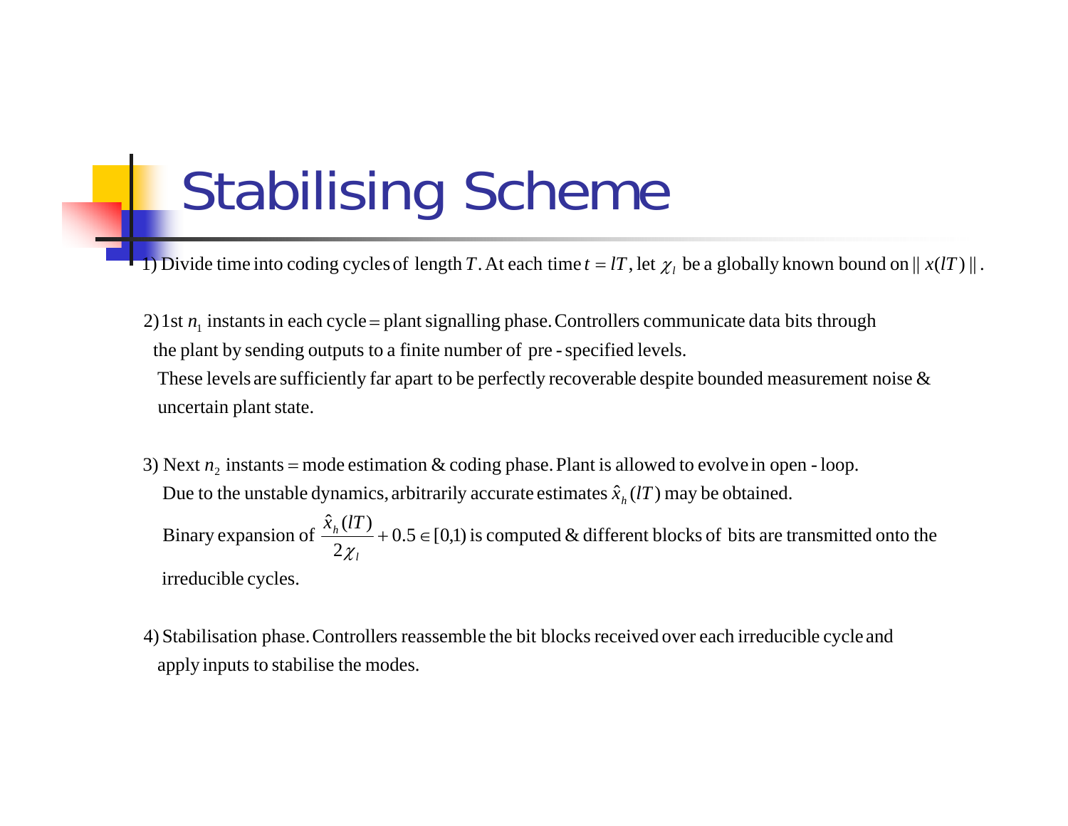# Stabilising Scheme

1) Divide time into coding cycles of length $T$. At each time $t = lT$, let $\chi_l$ be a globally known bound on $\| x(lT) \|$.

2) 1st $n_1$ instants in each cycle = plant signalling phase. Controllers communicate data bits through the plant by sending outputs to a finite number of pre-specified levels.
These levels are sufficiently far apart to be perfectly recoverable despite bounded measurement noise & uncertain plant state.

3) Next $n_2$ instants = mode estimation & coding phase. Plant is allowed to evolve in open-loop.
Due to the unstable dynamics, arbitrarily accurate estimates $\hat{x}_h(lT)$ may be obtained.
Binary expansion of $\dfrac{\hat{x}_h(lT)}{2\chi_l} + 0.5 \in [0,1)$ is computed & different blocks of bits are transmitted onto the irreducible cycles.

4) Stabilisation phase. Controllers reassemble the bit blocks received over each irreducible cycle and apply inputs to stabilise the modes.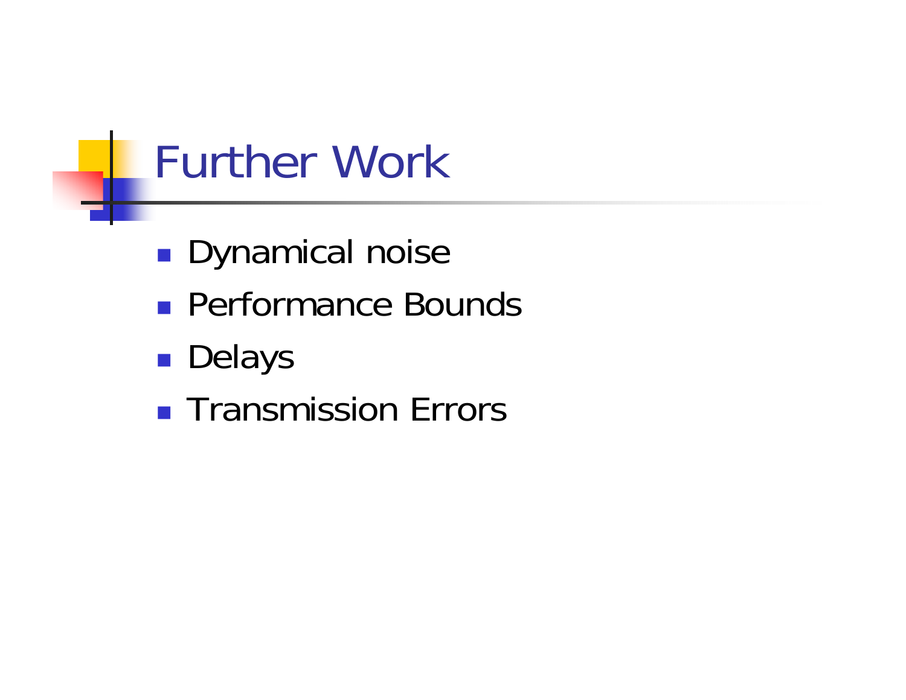# Further Work

- Dynamical noise
- Performance Bounds
- Delays
- Transmission Errors